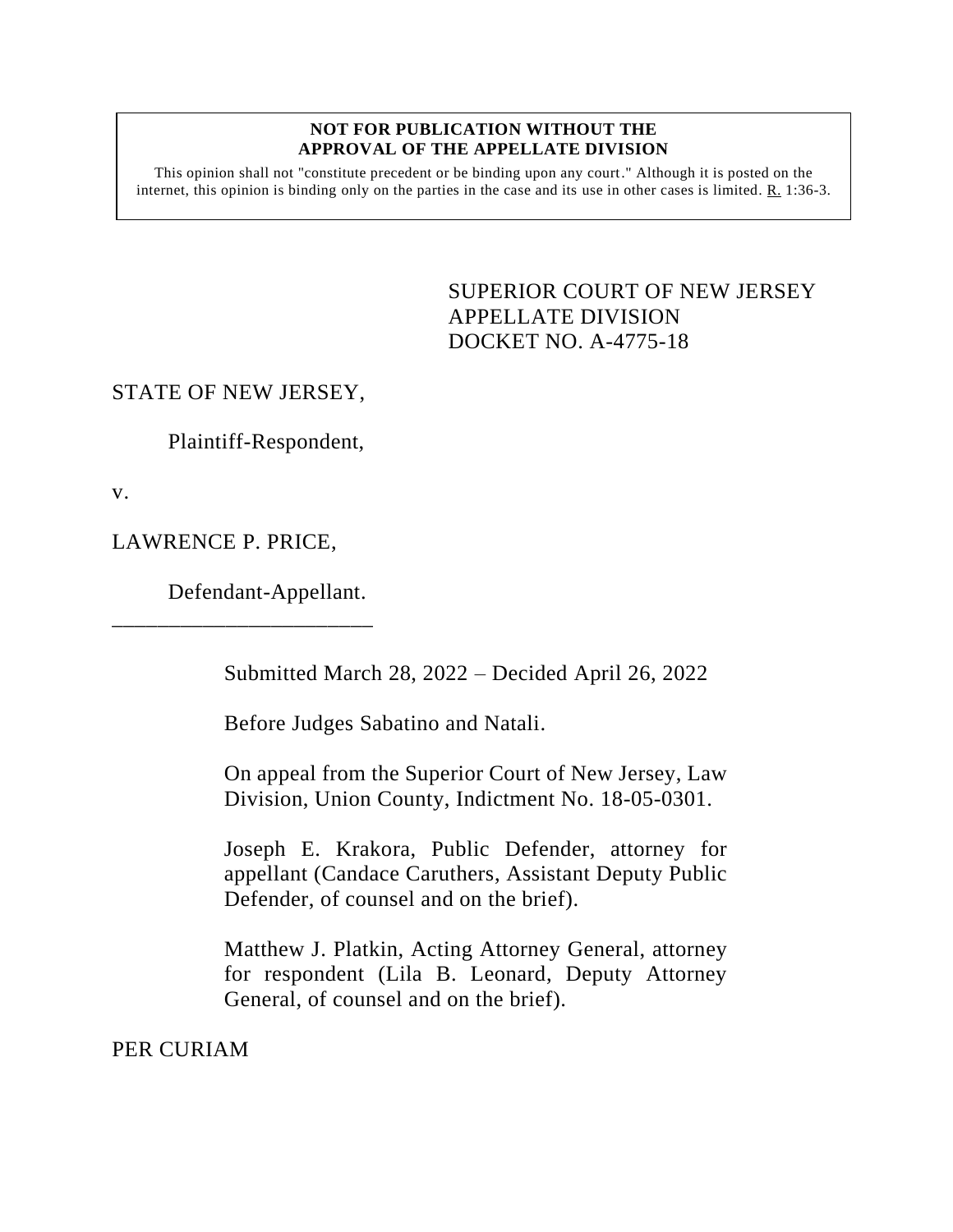**NOT FOR PUBLICATION WITHOUT THE APPROVAL OF THE APPELLATE DIVISION**

This opinion shall not "constitute precedent or be binding upon any court." Although it is posted on the internet, this opinion is binding only on the parties in the case and its use in other cases is limited. R. 1:36-3.

SUPERIOR COURT OF NEW JERSEY
APPELLATE DIVISION
DOCKET NO. A-4775-18

STATE OF NEW JERSEY,

Plaintiff-Respondent,

v.

LAWRENCE P. PRICE,

Defendant-Appellant.

_______________________

Submitted March 28, 2022 – Decided April 26, 2022

Before Judges Sabatino and Natali.

On appeal from the Superior Court of New Jersey, Law Division, Union County, Indictment No. 18-05-0301.

Joseph E. Krakora, Public Defender, attorney for appellant (Candace Caruthers, Assistant Deputy Public Defender, of counsel and on the brief).

Matthew J. Platkin, Acting Attorney General, attorney for respondent (Lila B. Leonard, Deputy Attorney General, of counsel and on the brief).

PER CURIAM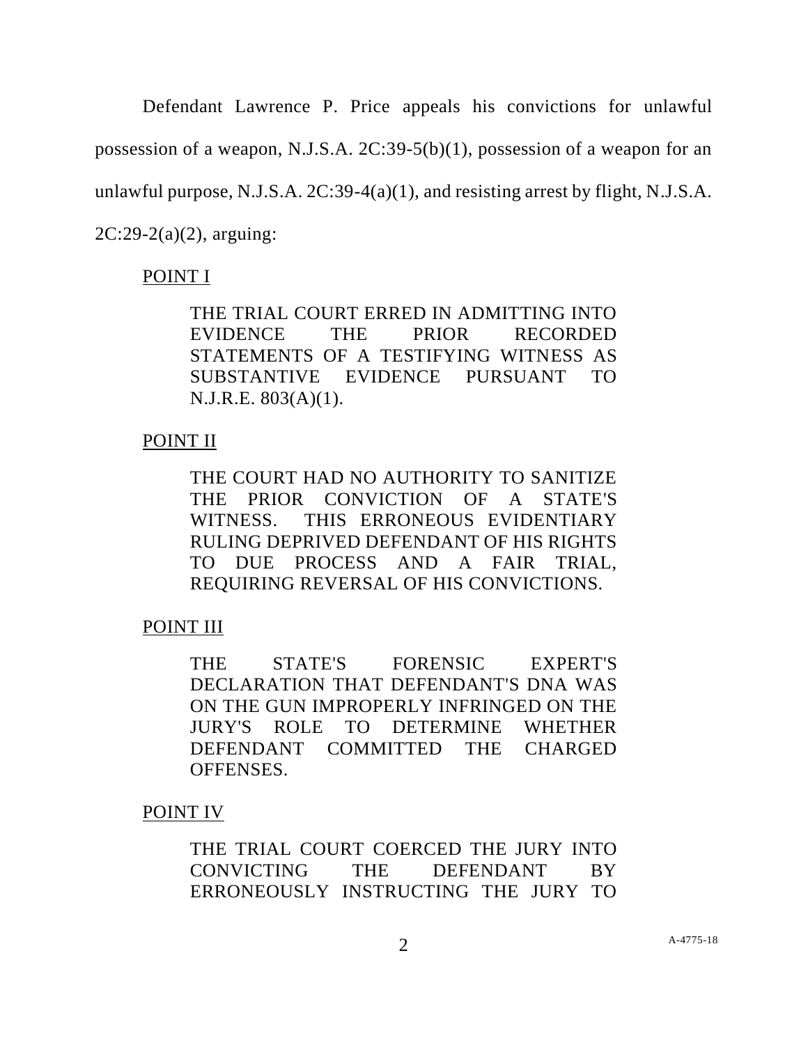Defendant Lawrence P. Price appeals his convictions for unlawful possession of a weapon, N.J.S.A. 2C:39-5(b)(1), possession of a weapon for an unlawful purpose, N.J.S.A. 2C:39-4(a)(1), and resisting arrest by flight, N.J.S.A. 2C:29-2(a)(2), arguing:

<u>POINT I</u>

> THE TRIAL COURT ERRED IN ADMITTING INTO EVIDENCE THE PRIOR RECORDED STATEMENTS OF A TESTIFYING WITNESS AS SUBSTANTIVE EVIDENCE PURSUANT TO N.J.R.E. 803(A)(1).

<u>POINT II</u>

> THE COURT HAD NO AUTHORITY TO SANITIZE THE PRIOR CONVICTION OF A STATE'S WITNESS. THIS ERRONEOUS EVIDENTIARY RULING DEPRIVED DEFENDANT OF HIS RIGHTS TO DUE PROCESS AND A FAIR TRIAL, REQUIRING REVERSAL OF HIS CONVICTIONS.

<u>POINT III</u>

> THE STATE'S FORENSIC EXPERT'S DECLARATION THAT DEFENDANT'S DNA WAS ON THE GUN IMPROPERLY INFRINGED ON THE JURY'S ROLE TO DETERMINE WHETHER DEFENDANT COMMITTED THE CHARGED OFFENSES.

<u>POINT IV</u>

> THE TRIAL COURT COERCED THE JURY INTO CONVICTING THE DEFENDANT BY ERRONEOUSLY INSTRUCTING THE JURY TO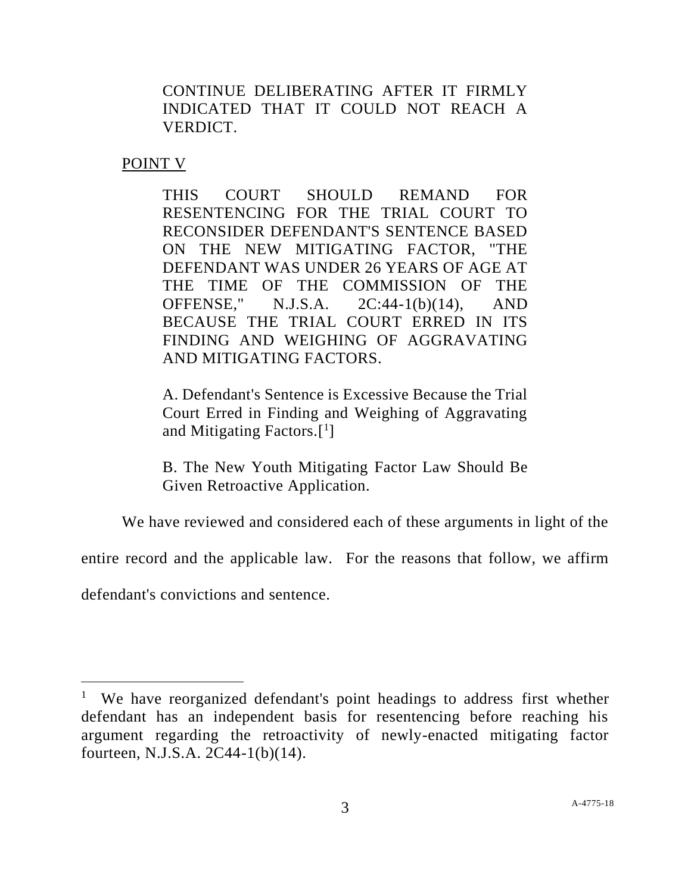CONTINUE DELIBERATING AFTER IT FIRMLY INDICATED THAT IT COULD NOT REACH A VERDICT.

POINT V

THIS COURT SHOULD REMAND FOR RESENTENCING FOR THE TRIAL COURT TO RECONSIDER DEFENDANT'S SENTENCE BASED ON THE NEW MITIGATING FACTOR, "THE DEFENDANT WAS UNDER 26 YEARS OF AGE AT THE TIME OF THE COMMISSION OF THE OFFENSE," N.J.S.A. 2C:44-1(b)(14), AND BECAUSE THE TRIAL COURT ERRED IN ITS FINDING AND WEIGHING OF AGGRAVATING AND MITIGATING FACTORS.

A. Defendant's Sentence is Excessive Because the Trial Court Erred in Finding and Weighing of Aggravating and Mitigating Factors.[1]

B. The New Youth Mitigating Factor Law Should Be Given Retroactive Application.

We have reviewed and considered each of these arguments in light of the entire record and the applicable law. For the reasons that follow, we affirm defendant's convictions and sentence.

[1] We have reorganized defendant's point headings to address first whether defendant has an independent basis for resentencing before reaching his argument regarding the retroactivity of newly-enacted mitigating factor fourteen, N.J.S.A. 2C44-1(b)(14).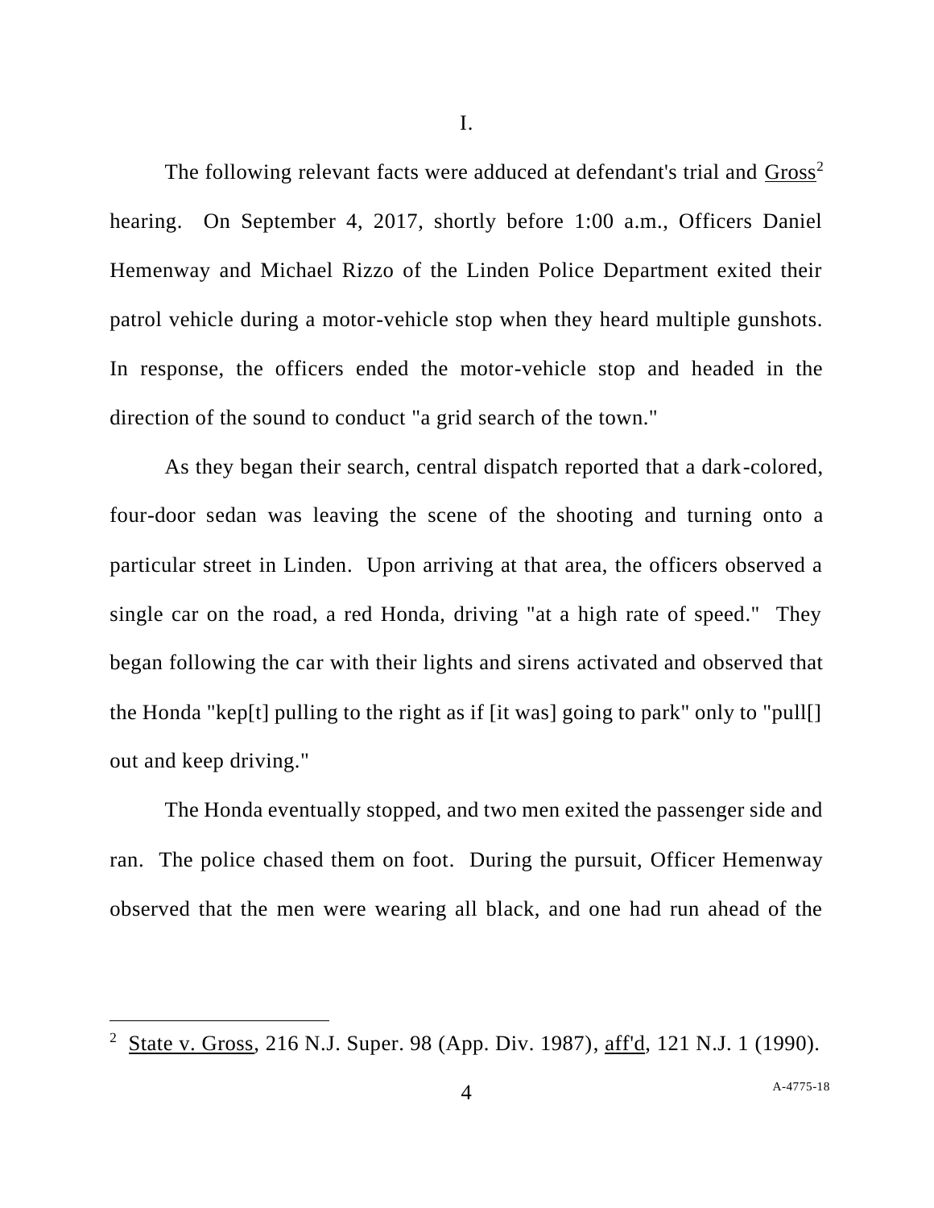I.

The following relevant facts were adduced at defendant's trial and Gross[2] hearing. On September 4, 2017, shortly before 1:00 a.m., Officers Daniel Hemenway and Michael Rizzo of the Linden Police Department exited their patrol vehicle during a motor-vehicle stop when they heard multiple gunshots. In response, the officers ended the motor-vehicle stop and headed in the direction of the sound to conduct "a grid search of the town."

As they began their search, central dispatch reported that a dark-colored, four-door sedan was leaving the scene of the shooting and turning onto a particular street in Linden. Upon arriving at that area, the officers observed a single car on the road, a red Honda, driving "at a high rate of speed." They began following the car with their lights and sirens activated and observed that the Honda "kep[t] pulling to the right as if [it was] going to park" only to "pull[] out and keep driving."

The Honda eventually stopped, and two men exited the passenger side and ran. The police chased them on foot. During the pursuit, Officer Hemenway observed that the men were wearing all black, and one had run ahead of the

---

[2] State v. Gross, 216 N.J. Super. 98 (App. Div. 1987), aff'd, 121 N.J. 1 (1990).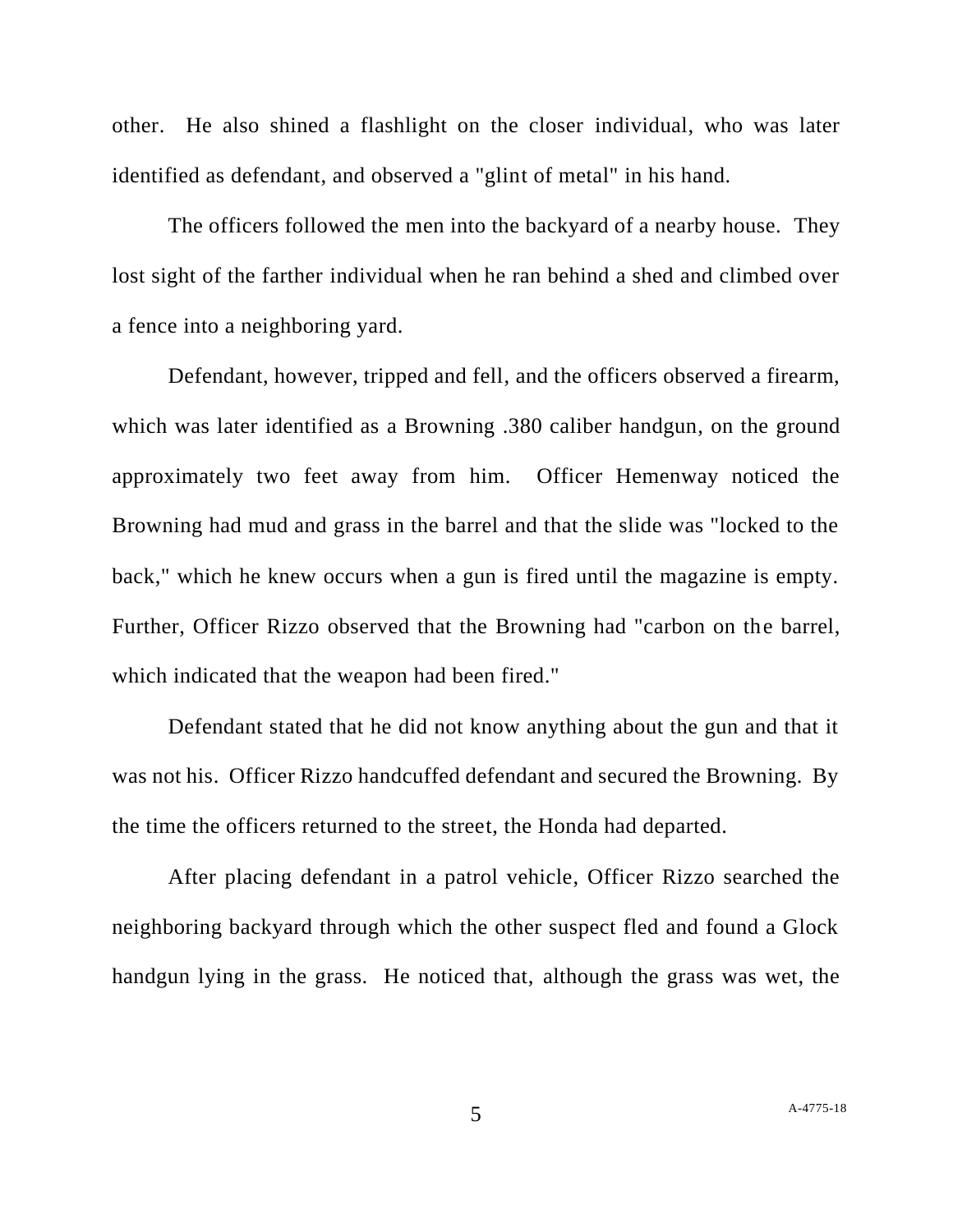other. He also shined a flashlight on the closer individual, who was later identified as defendant, and observed a "glint of metal" in his hand.

The officers followed the men into the backyard of a nearby house. They lost sight of the farther individual when he ran behind a shed and climbed over a fence into a neighboring yard.

Defendant, however, tripped and fell, and the officers observed a firearm, which was later identified as a Browning .380 caliber handgun, on the ground approximately two feet away from him. Officer Hemenway noticed the Browning had mud and grass in the barrel and that the slide was "locked to the back," which he knew occurs when a gun is fired until the magazine is empty. Further, Officer Rizzo observed that the Browning had "carbon on the barrel, which indicated that the weapon had been fired."

Defendant stated that he did not know anything about the gun and that it was not his. Officer Rizzo handcuffed defendant and secured the Browning. By the time the officers returned to the street, the Honda had departed.

After placing defendant in a patrol vehicle, Officer Rizzo searched the neighboring backyard through which the other suspect fled and found a Glock handgun lying in the grass. He noticed that, although the grass was wet, the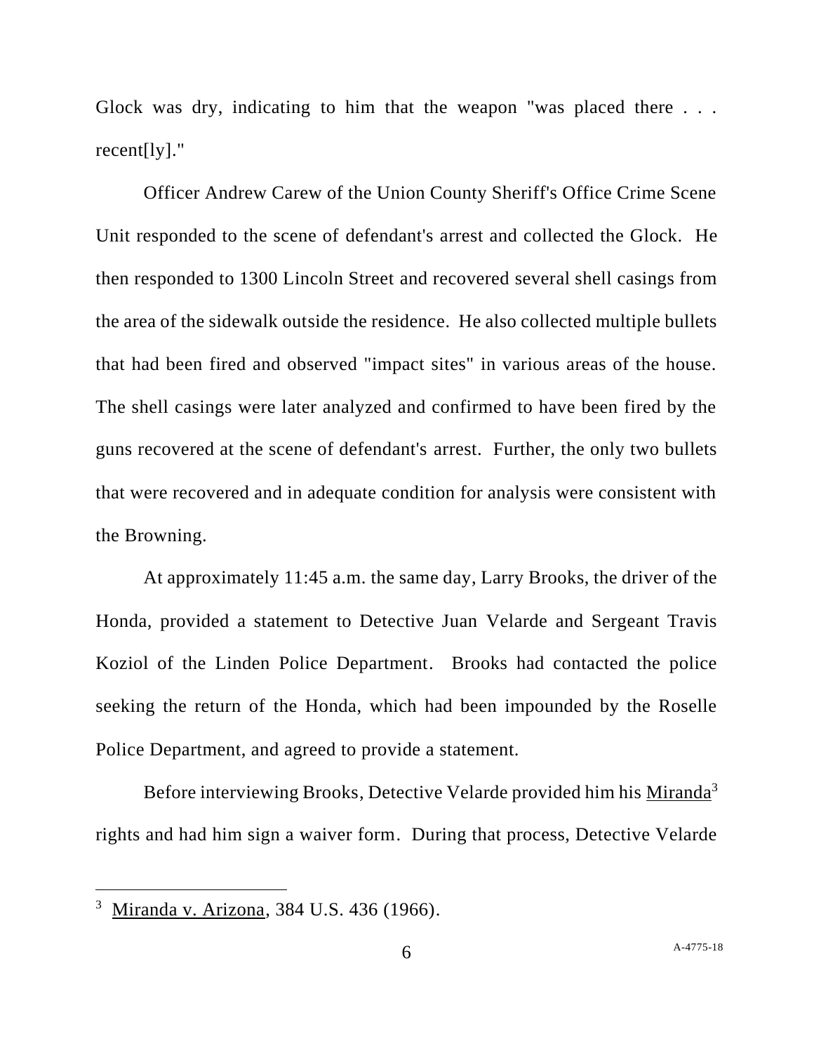Glock was dry, indicating to him that the weapon "was placed there . . . recent[ly]."

Officer Andrew Carew of the Union County Sheriff's Office Crime Scene Unit responded to the scene of defendant's arrest and collected the Glock. He then responded to 1300 Lincoln Street and recovered several shell casings from the area of the sidewalk outside the residence. He also collected multiple bullets that had been fired and observed "impact sites" in various areas of the house. The shell casings were later analyzed and confirmed to have been fired by the guns recovered at the scene of defendant's arrest. Further, the only two bullets that were recovered and in adequate condition for analysis were consistent with the Browning.

At approximately 11:45 a.m. the same day, Larry Brooks, the driver of the Honda, provided a statement to Detective Juan Velarde and Sergeant Travis Koziol of the Linden Police Department. Brooks had contacted the police seeking the return of the Honda, which had been impounded by the Roselle Police Department, and agreed to provide a statement.

Before interviewing Brooks, Detective Velarde provided him his Miranda[3] rights and had him sign a waiver form. During that process, Detective Velarde

[3] Miranda v. Arizona, 384 U.S. 436 (1966).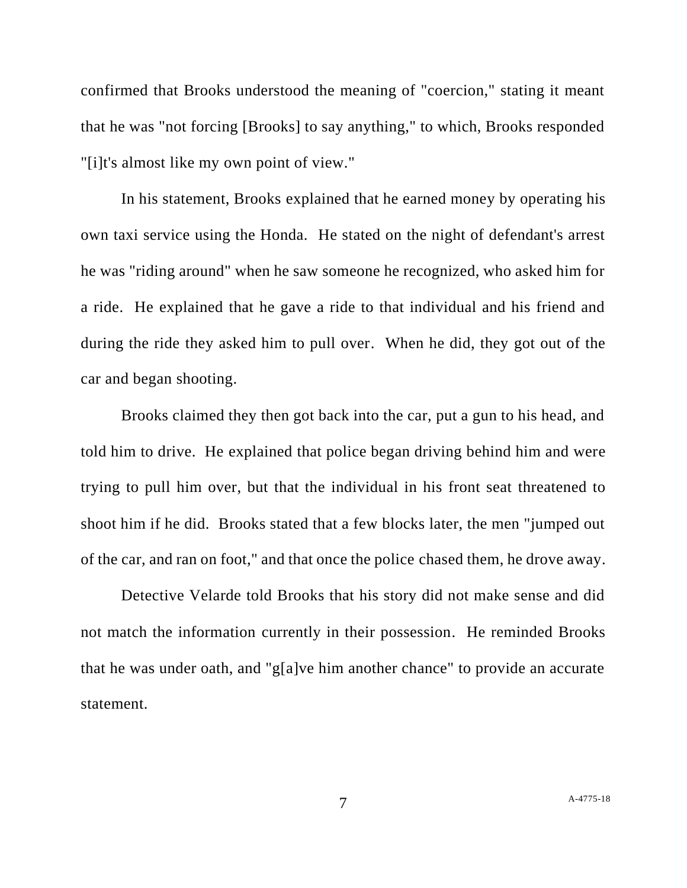confirmed that Brooks understood the meaning of "coercion," stating it meant that he was "not forcing [Brooks] to say anything," to which, Brooks responded "[i]t's almost like my own point of view."

In his statement, Brooks explained that he earned money by operating his own taxi service using the Honda. He stated on the night of defendant's arrest he was "riding around" when he saw someone he recognized, who asked him for a ride. He explained that he gave a ride to that individual and his friend and during the ride they asked him to pull over. When he did, they got out of the car and began shooting.

Brooks claimed they then got back into the car, put a gun to his head, and told him to drive. He explained that police began driving behind him and were trying to pull him over, but that the individual in his front seat threatened to shoot him if he did. Brooks stated that a few blocks later, the men "jumped out of the car, and ran on foot," and that once the police chased them, he drove away.

Detective Velarde told Brooks that his story did not make sense and did not match the information currently in their possession. He reminded Brooks that he was under oath, and "g[a]ve him another chance" to provide an accurate statement.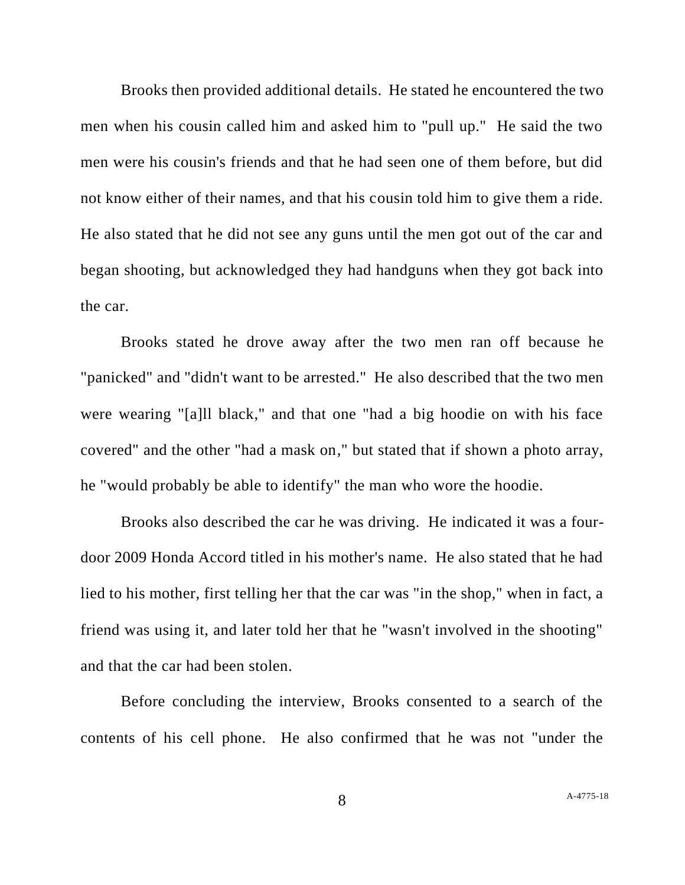Brooks then provided additional details. He stated he encountered the two men when his cousin called him and asked him to "pull up." He said the two men were his cousin's friends and that he had seen one of them before, but did not know either of their names, and that his cousin told him to give them a ride. He also stated that he did not see any guns until the men got out of the car and began shooting, but acknowledged they had handguns when they got back into the car.

Brooks stated he drove away after the two men ran off because he "panicked" and "didn't want to be arrested." He also described that the two men were wearing "[a]ll black," and that one "had a big hoodie on with his face covered" and the other "had a mask on," but stated that if shown a photo array, he "would probably be able to identify" the man who wore the hoodie.

Brooks also described the car he was driving. He indicated it was a four-door 2009 Honda Accord titled in his mother's name. He also stated that he had lied to his mother, first telling her that the car was "in the shop," when in fact, a friend was using it, and later told her that he "wasn't involved in the shooting" and that the car had been stolen.

Before concluding the interview, Brooks consented to a search of the contents of his cell phone. He also confirmed that he was not "under the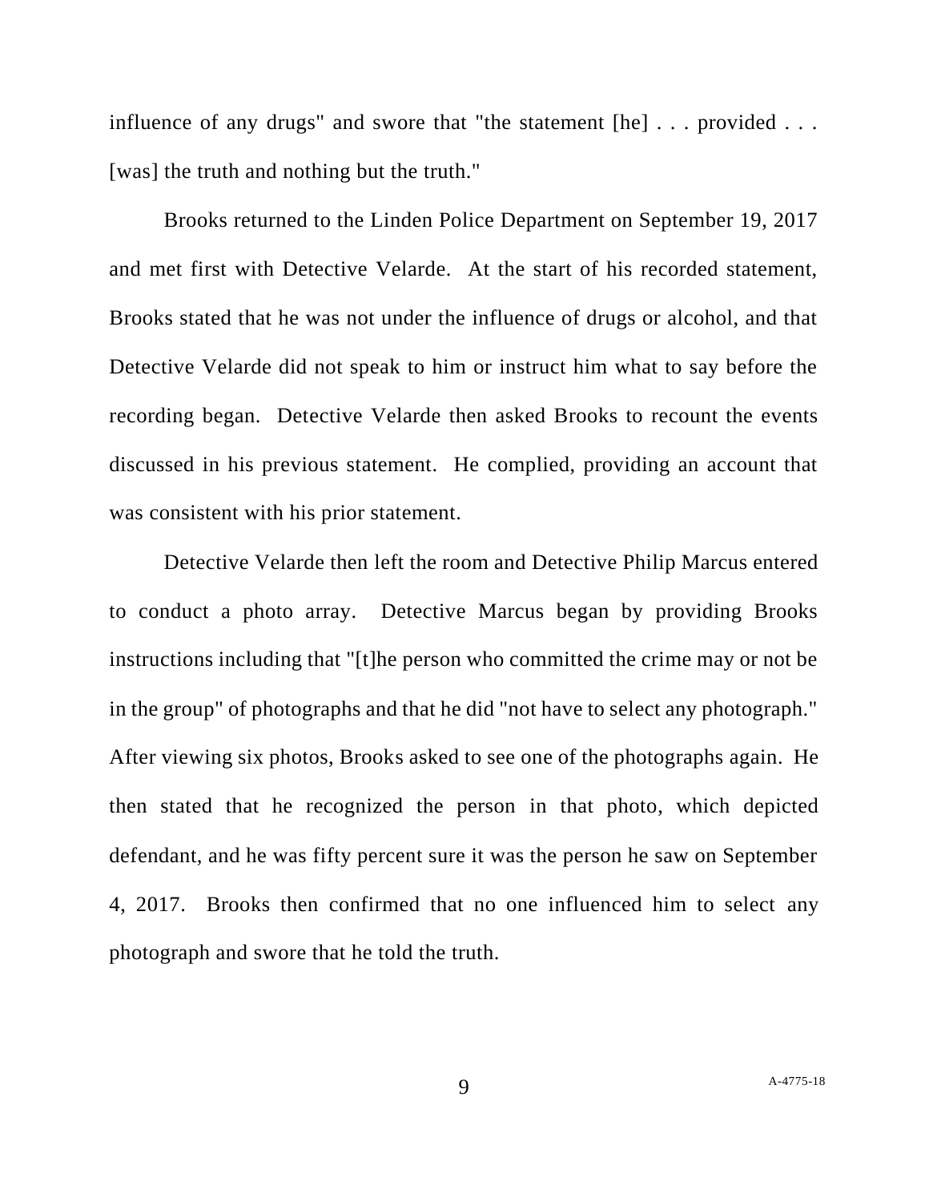influence of any drugs" and swore that "the statement [he] . . . provided . . . [was] the truth and nothing but the truth."

Brooks returned to the Linden Police Department on September 19, 2017 and met first with Detective Velarde. At the start of his recorded statement, Brooks stated that he was not under the influence of drugs or alcohol, and that Detective Velarde did not speak to him or instruct him what to say before the recording began. Detective Velarde then asked Brooks to recount the events discussed in his previous statement. He complied, providing an account that was consistent with his prior statement.

Detective Velarde then left the room and Detective Philip Marcus entered to conduct a photo array. Detective Marcus began by providing Brooks instructions including that "[t]he person who committed the crime may or not be in the group" of photographs and that he did "not have to select any photograph." After viewing six photos, Brooks asked to see one of the photographs again. He then stated that he recognized the person in that photo, which depicted defendant, and he was fifty percent sure it was the person he saw on September 4, 2017. Brooks then confirmed that no one influenced him to select any photograph and swore that he told the truth.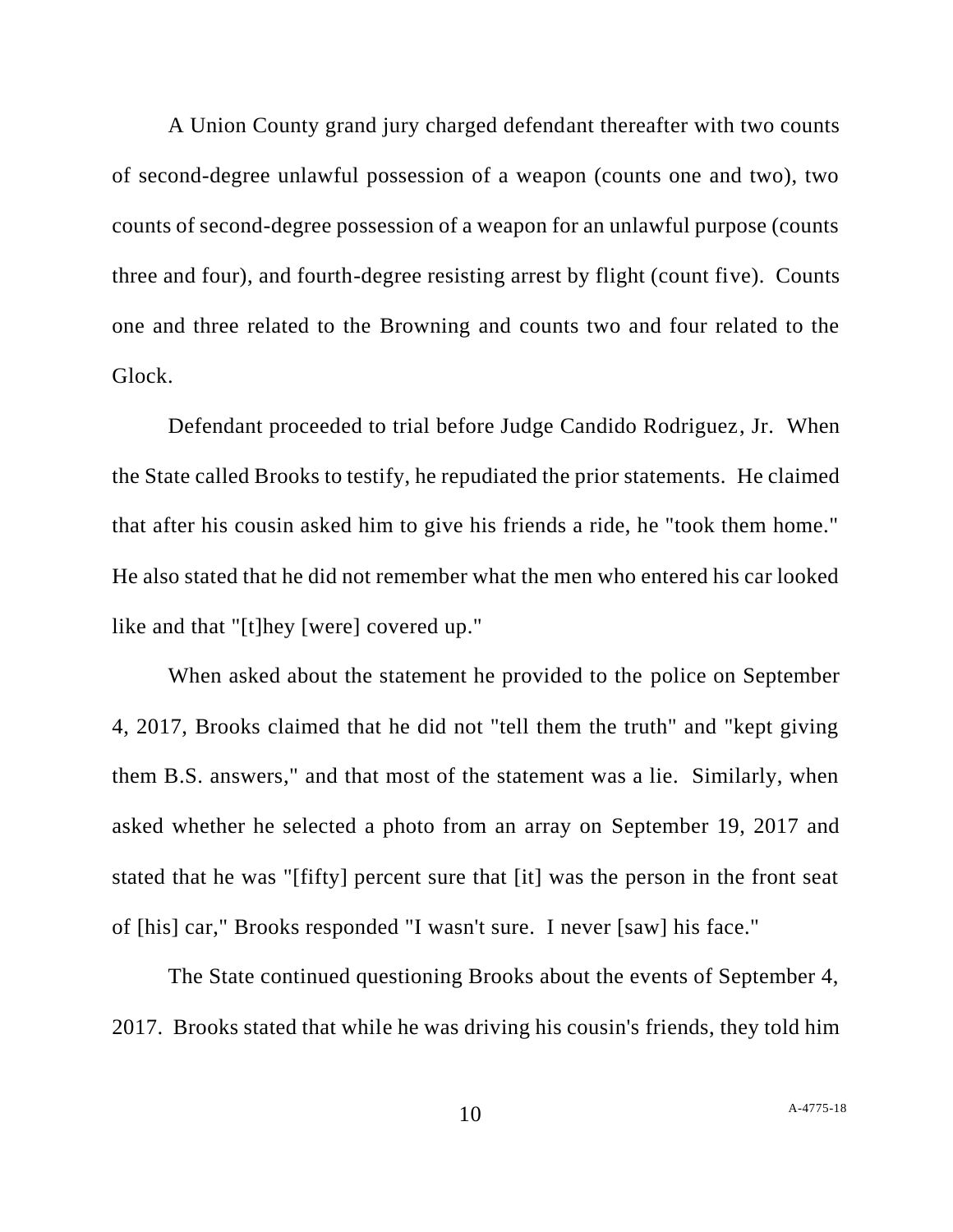A Union County grand jury charged defendant thereafter with two counts of second-degree unlawful possession of a weapon (counts one and two), two counts of second-degree possession of a weapon for an unlawful purpose (counts three and four), and fourth-degree resisting arrest by flight (count five). Counts one and three related to the Browning and counts two and four related to the Glock.

Defendant proceeded to trial before Judge Candido Rodriguez, Jr. When the State called Brooks to testify, he repudiated the prior statements. He claimed that after his cousin asked him to give his friends a ride, he "took them home." He also stated that he did not remember what the men who entered his car looked like and that "[t]hey [were] covered up."

When asked about the statement he provided to the police on September 4, 2017, Brooks claimed that he did not "tell them the truth" and "kept giving them B.S. answers," and that most of the statement was a lie. Similarly, when asked whether he selected a photo from an array on September 19, 2017 and stated that he was "[fifty] percent sure that [it] was the person in the front seat of [his] car," Brooks responded "I wasn't sure. I never [saw] his face."

The State continued questioning Brooks about the events of September 4, 2017. Brooks stated that while he was driving his cousin's friends, they told him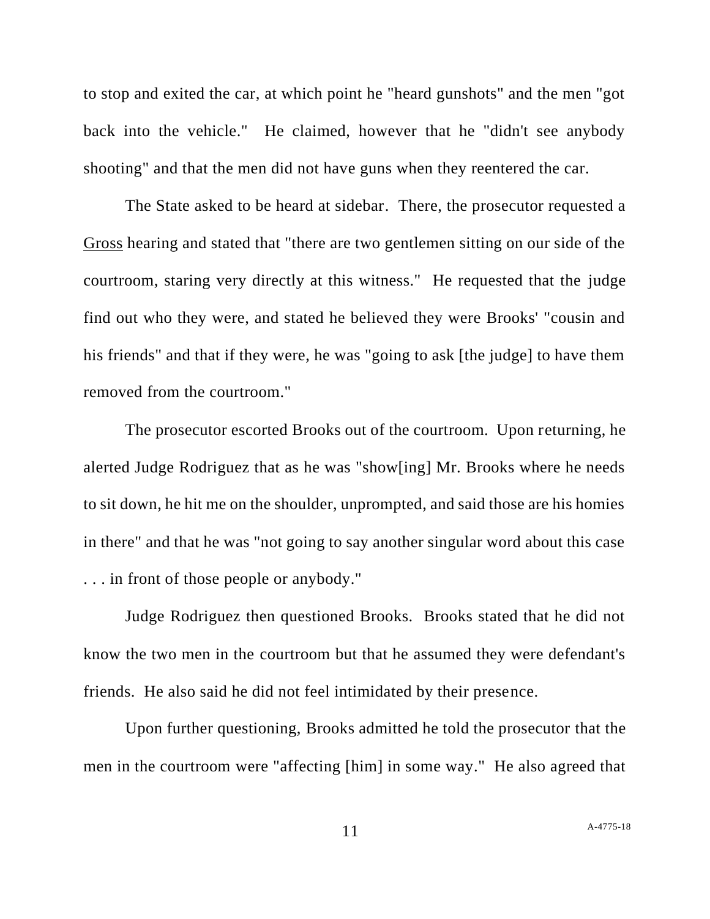to stop and exited the car, at which point he "heard gunshots" and the men "got back into the vehicle." He claimed, however that he "didn't see anybody shooting" and that the men did not have guns when they reentered the car.

The State asked to be heard at sidebar. There, the prosecutor requested a Gross hearing and stated that "there are two gentlemen sitting on our side of the courtroom, staring very directly at this witness." He requested that the judge find out who they were, and stated he believed they were Brooks' "cousin and his friends" and that if they were, he was "going to ask [the judge] to have them removed from the courtroom."

The prosecutor escorted Brooks out of the courtroom. Upon returning, he alerted Judge Rodriguez that as he was "show[ing] Mr. Brooks where he needs to sit down, he hit me on the shoulder, unprompted, and said those are his homies in there" and that he was "not going to say another singular word about this case . . . in front of those people or anybody."

Judge Rodriguez then questioned Brooks. Brooks stated that he did not know the two men in the courtroom but that he assumed they were defendant's friends. He also said he did not feel intimidated by their presence.

Upon further questioning, Brooks admitted he told the prosecutor that the men in the courtroom were "affecting [him] in some way." He also agreed that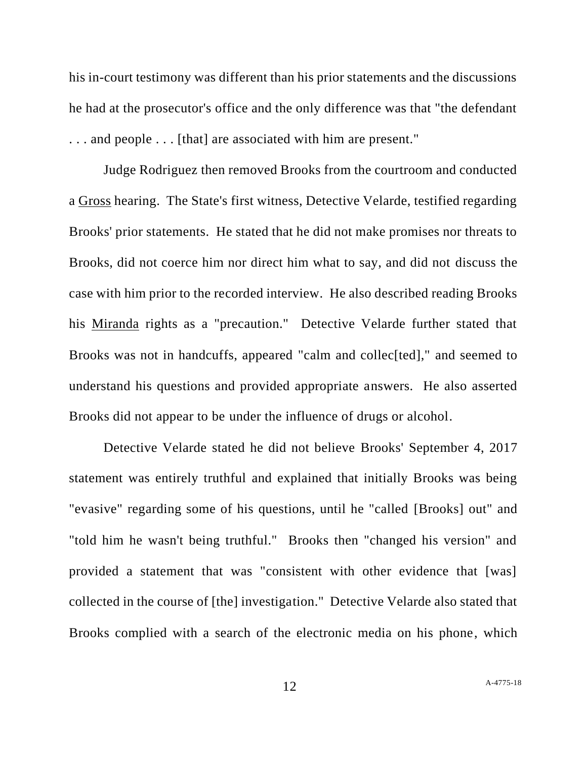his in-court testimony was different than his prior statements and the discussions he had at the prosecutor's office and the only difference was that "the defendant . . . and people . . . [that] are associated with him are present."

Judge Rodriguez then removed Brooks from the courtroom and conducted a Gross hearing. The State's first witness, Detective Velarde, testified regarding Brooks' prior statements. He stated that he did not make promises nor threats to Brooks, did not coerce him nor direct him what to say, and did not discuss the case with him prior to the recorded interview. He also described reading Brooks his Miranda rights as a "precaution." Detective Velarde further stated that Brooks was not in handcuffs, appeared "calm and collec[ted]," and seemed to understand his questions and provided appropriate answers. He also asserted Brooks did not appear to be under the influence of drugs or alcohol.

Detective Velarde stated he did not believe Brooks' September 4, 2017 statement was entirely truthful and explained that initially Brooks was being "evasive" regarding some of his questions, until he "called [Brooks] out" and "told him he wasn't being truthful." Brooks then "changed his version" and provided a statement that was "consistent with other evidence that [was] collected in the course of [the] investigation." Detective Velarde also stated that Brooks complied with a search of the electronic media on his phone, which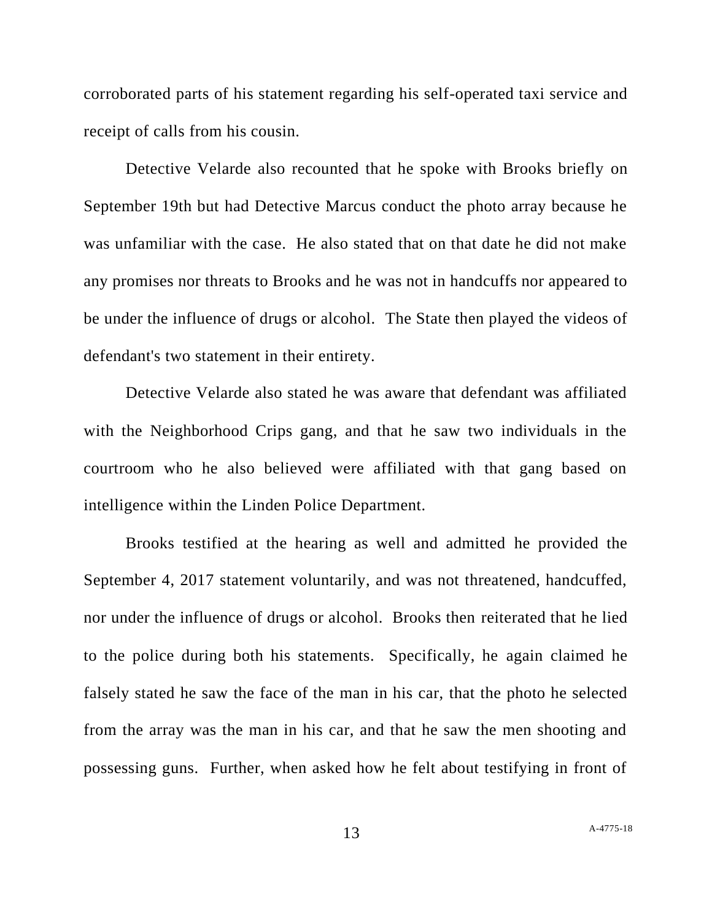corroborated parts of his statement regarding his self-operated taxi service and receipt of calls from his cousin.

Detective Velarde also recounted that he spoke with Brooks briefly on September 19th but had Detective Marcus conduct the photo array because he was unfamiliar with the case. He also stated that on that date he did not make any promises nor threats to Brooks and he was not in handcuffs nor appeared to be under the influence of drugs or alcohol. The State then played the videos of defendant's two statement in their entirety.

Detective Velarde also stated he was aware that defendant was affiliated with the Neighborhood Crips gang, and that he saw two individuals in the courtroom who he also believed were affiliated with that gang based on intelligence within the Linden Police Department.

Brooks testified at the hearing as well and admitted he provided the September 4, 2017 statement voluntarily, and was not threatened, handcuffed, nor under the influence of drugs or alcohol. Brooks then reiterated that he lied to the police during both his statements. Specifically, he again claimed he falsely stated he saw the face of the man in his car, that the photo he selected from the array was the man in his car, and that he saw the men shooting and possessing guns. Further, when asked how he felt about testifying in front of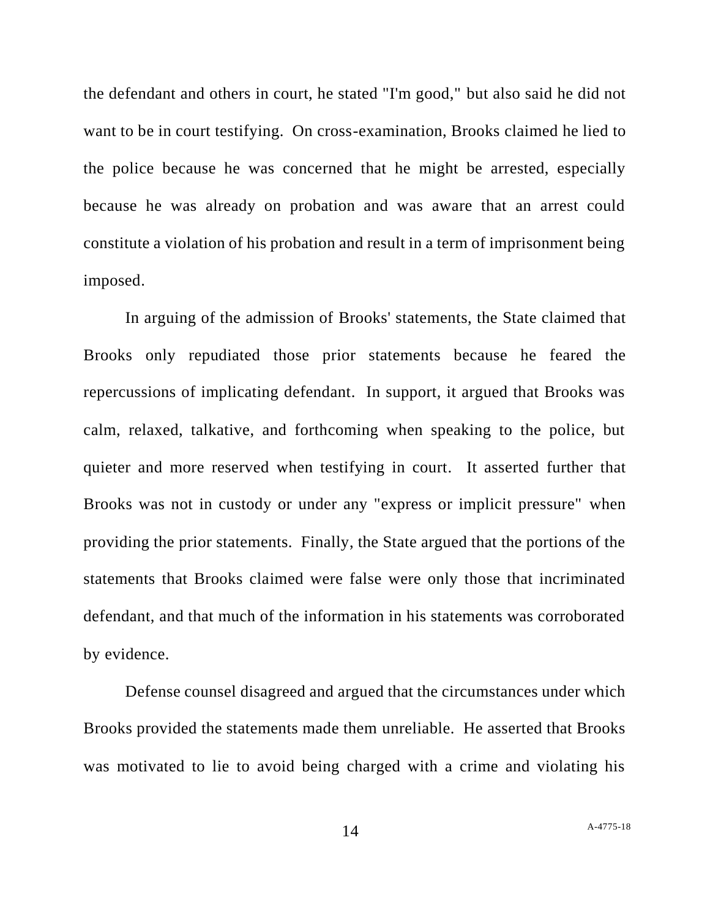the defendant and others in court, he stated "I'm good," but also said he did not want to be in court testifying. On cross-examination, Brooks claimed he lied to the police because he was concerned that he might be arrested, especially because he was already on probation and was aware that an arrest could constitute a violation of his probation and result in a term of imprisonment being imposed.

In arguing of the admission of Brooks' statements, the State claimed that Brooks only repudiated those prior statements because he feared the repercussions of implicating defendant. In support, it argued that Brooks was calm, relaxed, talkative, and forthcoming when speaking to the police, but quieter and more reserved when testifying in court. It asserted further that Brooks was not in custody or under any "express or implicit pressure" when providing the prior statements. Finally, the State argued that the portions of the statements that Brooks claimed were false were only those that incriminated defendant, and that much of the information in his statements was corroborated by evidence.

Defense counsel disagreed and argued that the circumstances under which Brooks provided the statements made them unreliable. He asserted that Brooks was motivated to lie to avoid being charged with a crime and violating his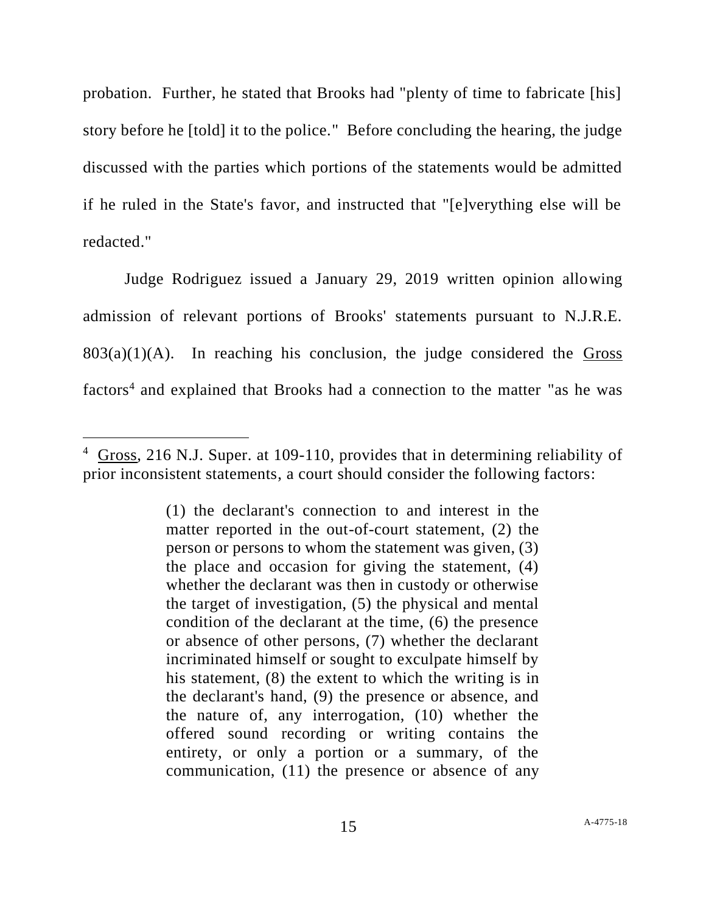probation. Further, he stated that Brooks had "plenty of time to fabricate [his] story before he [told] it to the police." Before concluding the hearing, the judge discussed with the parties which portions of the statements would be admitted if he ruled in the State's favor, and instructed that "[e]verything else will be redacted."

Judge Rodriguez issued a January 29, 2019 written opinion allowing admission of relevant portions of Brooks' statements pursuant to N.J.R.E. 803(a)(1)(A). In reaching his conclusion, the judge considered the Gross factors[4] and explained that Brooks had a connection to the matter "as he was

---

[4] Gross, 216 N.J. Super. at 109-110, provides that in determining reliability of prior inconsistent statements, a court should consider the following factors:

> (1) the declarant's connection to and interest in the matter reported in the out-of-court statement, (2) the person or persons to whom the statement was given, (3) the place and occasion for giving the statement, (4) whether the declarant was then in custody or otherwise the target of investigation, (5) the physical and mental condition of the declarant at the time, (6) the presence or absence of other persons, (7) whether the declarant incriminated himself or sought to exculpate himself by his statement, (8) the extent to which the writing is in the declarant's hand, (9) the presence or absence, and the nature of, any interrogation, (10) whether the offered sound recording or writing contains the entirety, or only a portion or a summary, of the communication, (11) the presence or absence of any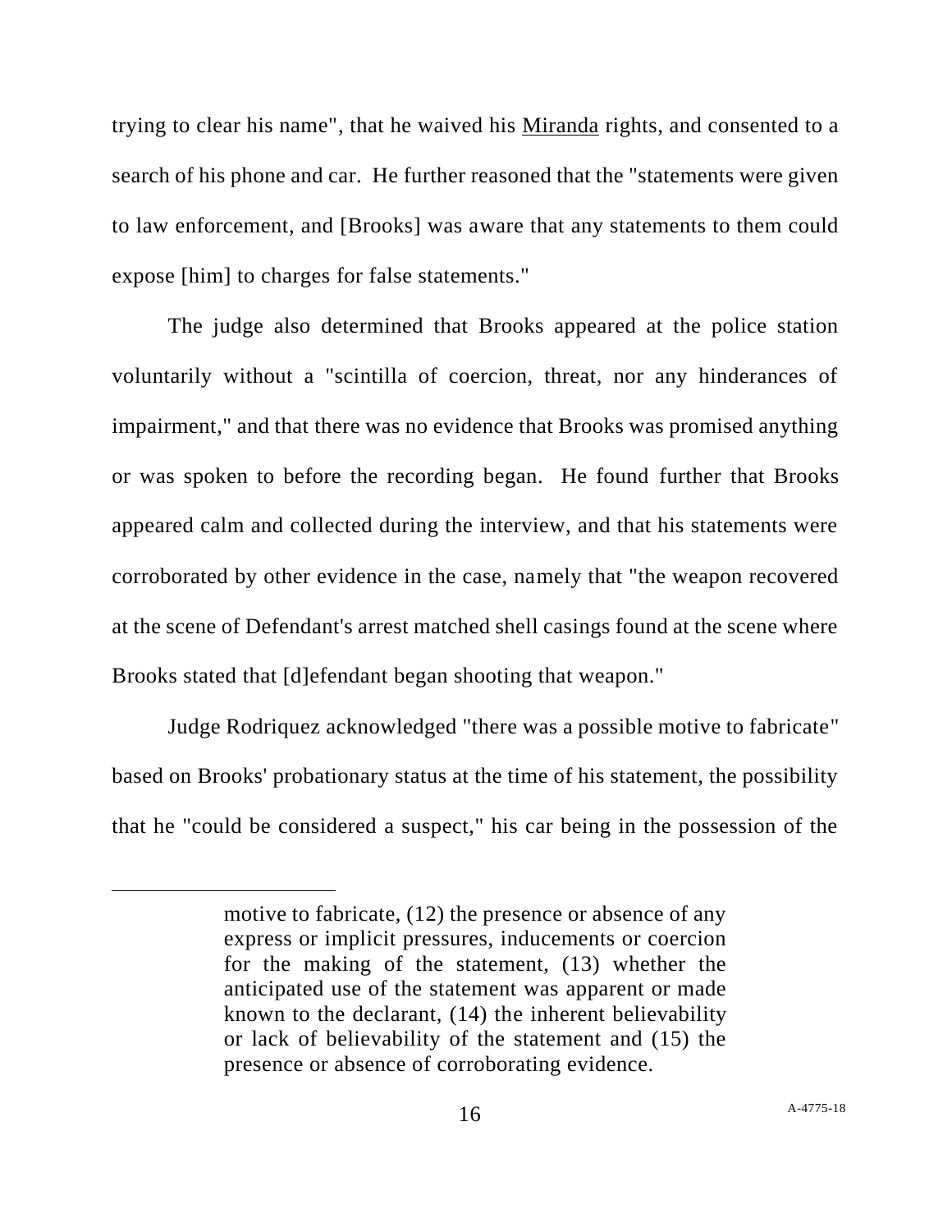trying to clear his name", that he waived his Miranda rights, and consented to a search of his phone and car. He further reasoned that the "statements were given to law enforcement, and [Brooks] was aware that any statements to them could expose [him] to charges for false statements."

The judge also determined that Brooks appeared at the police station voluntarily without a "scintilla of coercion, threat, nor any hinderances of impairment," and that there was no evidence that Brooks was promised anything or was spoken to before the recording began. He found further that Brooks appeared calm and collected during the interview, and that his statements were corroborated by other evidence in the case, namely that "the weapon recovered at the scene of Defendant's arrest matched shell casings found at the scene where Brooks stated that [d]efendant began shooting that weapon."

Judge Rodriquez acknowledged "there was a possible motive to fabricate" based on Brooks' probationary status at the time of his statement, the possibility that he "could be considered a suspect," his car being in the possession of the

---

> motive to fabricate, (12) the presence or absence of any express or implicit pressures, inducements or coercion for the making of the statement, (13) whether the anticipated use of the statement was apparent or made known to the declarant, (14) the inherent believability or lack of believability of the statement and (15) the presence or absence of corroborating evidence.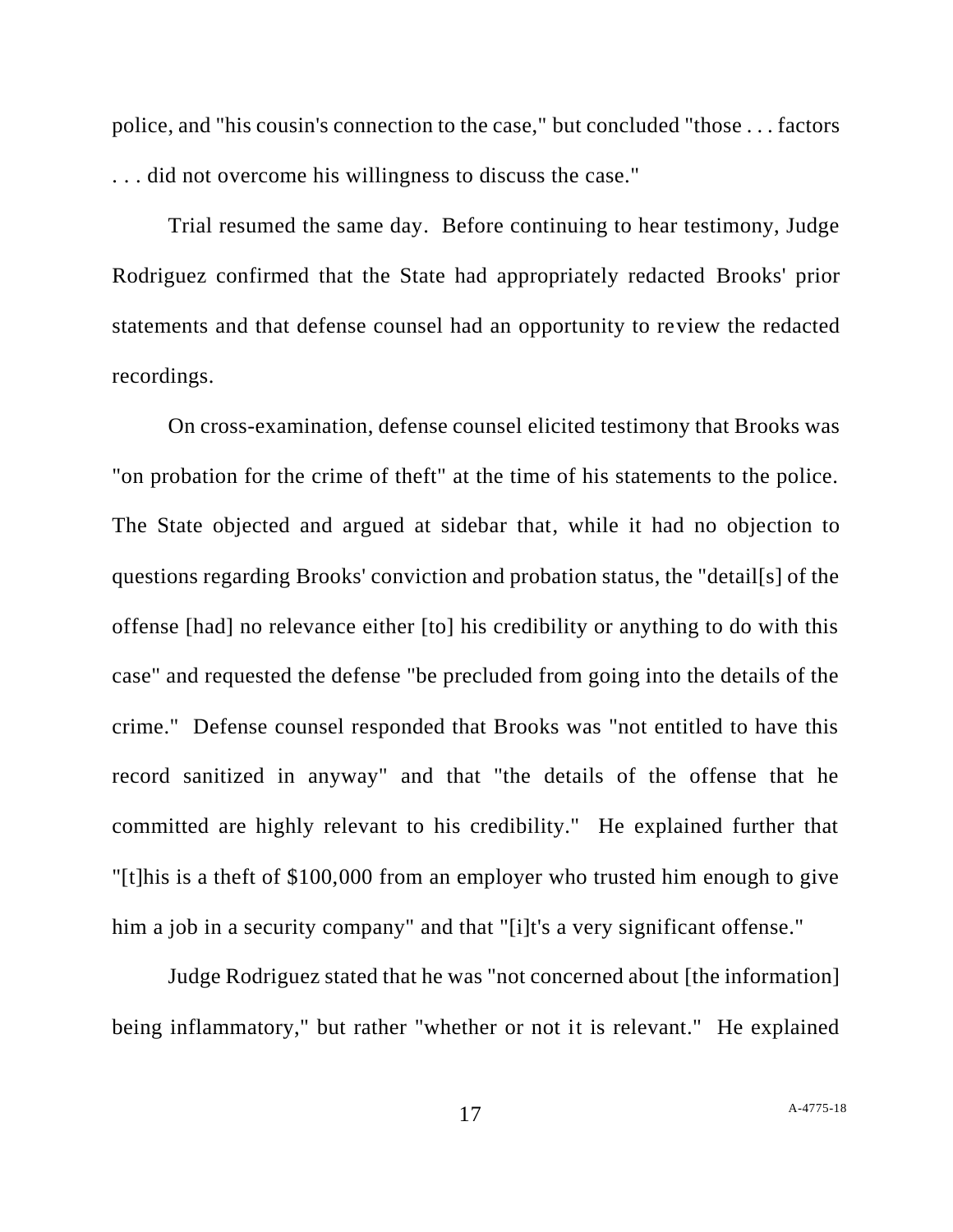police, and "his cousin's connection to the case," but concluded "those . . . factors . . . did not overcome his willingness to discuss the case."

Trial resumed the same day. Before continuing to hear testimony, Judge Rodriguez confirmed that the State had appropriately redacted Brooks' prior statements and that defense counsel had an opportunity to review the redacted recordings.

On cross-examination, defense counsel elicited testimony that Brooks was "on probation for the crime of theft" at the time of his statements to the police. The State objected and argued at sidebar that, while it had no objection to questions regarding Brooks' conviction and probation status, the "detail[s] of the offense [had] no relevance either [to] his credibility or anything to do with this case" and requested the defense "be precluded from going into the details of the crime." Defense counsel responded that Brooks was "not entitled to have this record sanitized in anyway" and that "the details of the offense that he committed are highly relevant to his credibility." He explained further that "[t]his is a theft of $100,000 from an employer who trusted him enough to give him a job in a security company" and that "[i]t's a very significant offense."

Judge Rodriguez stated that he was "not concerned about [the information] being inflammatory," but rather "whether or not it is relevant." He explained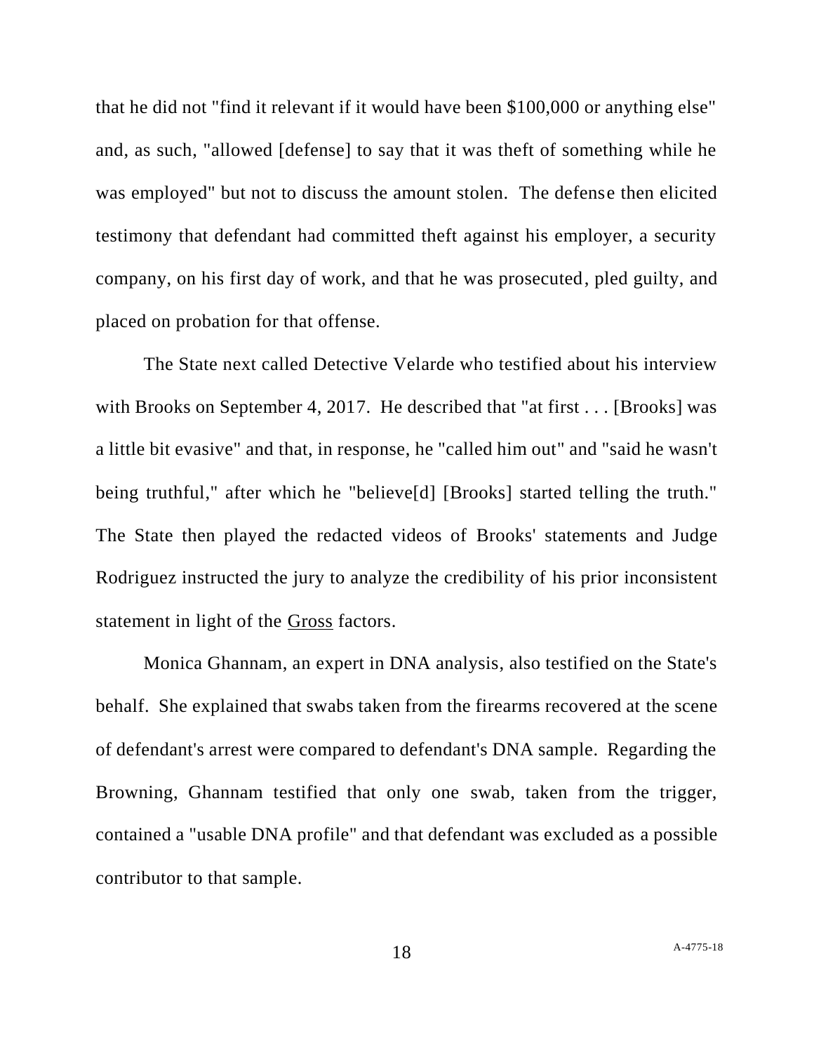that he did not "find it relevant if it would have been $100,000 or anything else" and, as such, "allowed [defense] to say that it was theft of something while he was employed" but not to discuss the amount stolen. The defense then elicited testimony that defendant had committed theft against his employer, a security company, on his first day of work, and that he was prosecuted, pled guilty, and placed on probation for that offense.

The State next called Detective Velarde who testified about his interview with Brooks on September 4, 2017. He described that "at first . . . [Brooks] was a little bit evasive" and that, in response, he "called him out" and "said he wasn't being truthful," after which he "believe[d] [Brooks] started telling the truth." The State then played the redacted videos of Brooks' statements and Judge Rodriguez instructed the jury to analyze the credibility of his prior inconsistent statement in light of the <u>Gross</u> factors.

Monica Ghannam, an expert in DNA analysis, also testified on the State's behalf. She explained that swabs taken from the firearms recovered at the scene of defendant's arrest were compared to defendant's DNA sample. Regarding the Browning, Ghannam testified that only one swab, taken from the trigger, contained a "usable DNA profile" and that defendant was excluded as a possible contributor to that sample.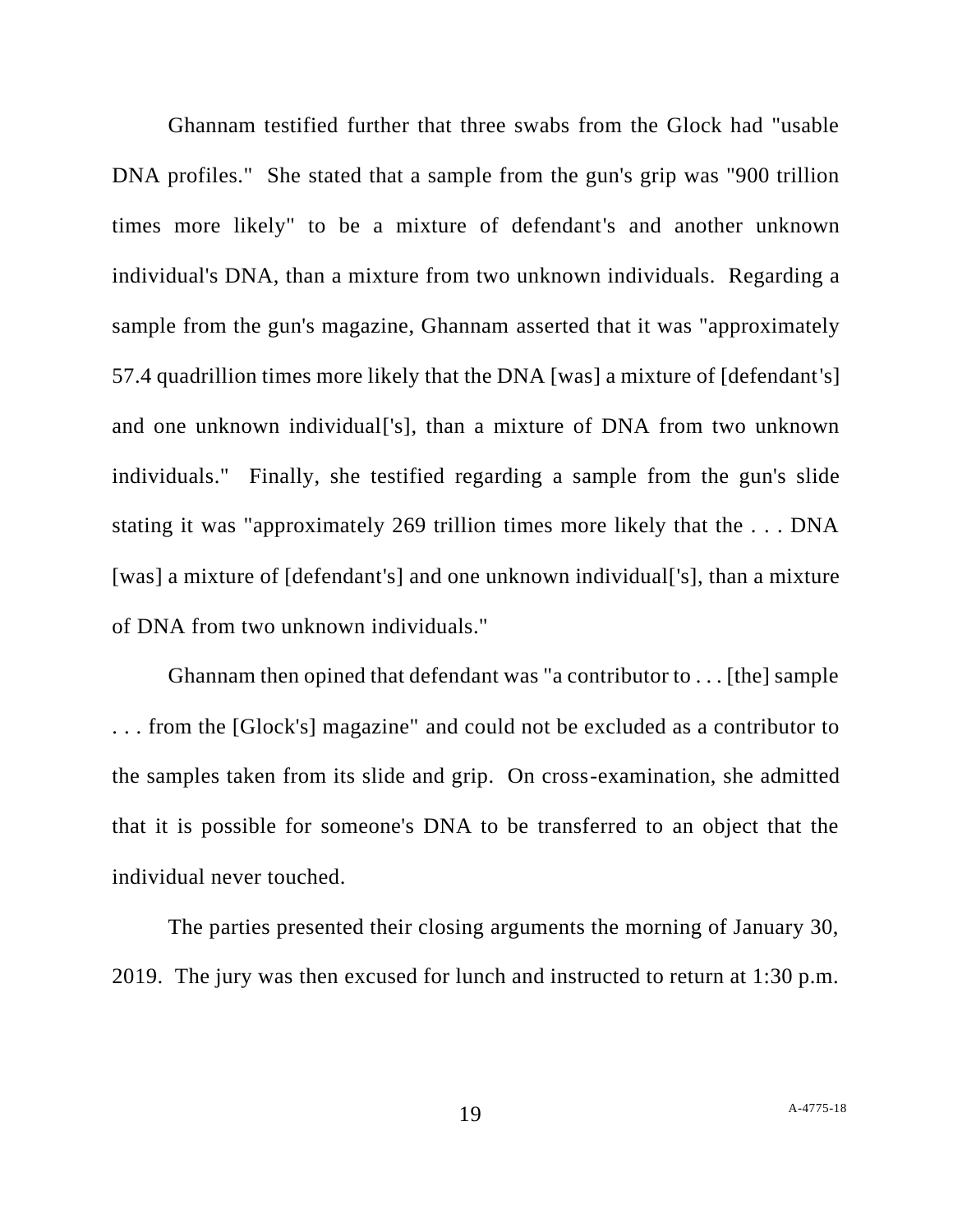Ghannam testified further that three swabs from the Glock had "usable DNA profiles." She stated that a sample from the gun's grip was "900 trillion times more likely" to be a mixture of defendant's and another unknown individual's DNA, than a mixture from two unknown individuals. Regarding a sample from the gun's magazine, Ghannam asserted that it was "approximately 57.4 quadrillion times more likely that the DNA [was] a mixture of [defendant's] and one unknown individual['s], than a mixture of DNA from two unknown individuals." Finally, she testified regarding a sample from the gun's slide stating it was "approximately 269 trillion times more likely that the . . . DNA [was] a mixture of [defendant's] and one unknown individual['s], than a mixture of DNA from two unknown individuals."

Ghannam then opined that defendant was "a contributor to . . . [the] sample . . . from the [Glock's] magazine" and could not be excluded as a contributor to the samples taken from its slide and grip. On cross-examination, she admitted that it is possible for someone's DNA to be transferred to an object that the individual never touched.

The parties presented their closing arguments the morning of January 30, 2019. The jury was then excused for lunch and instructed to return at 1:30 p.m.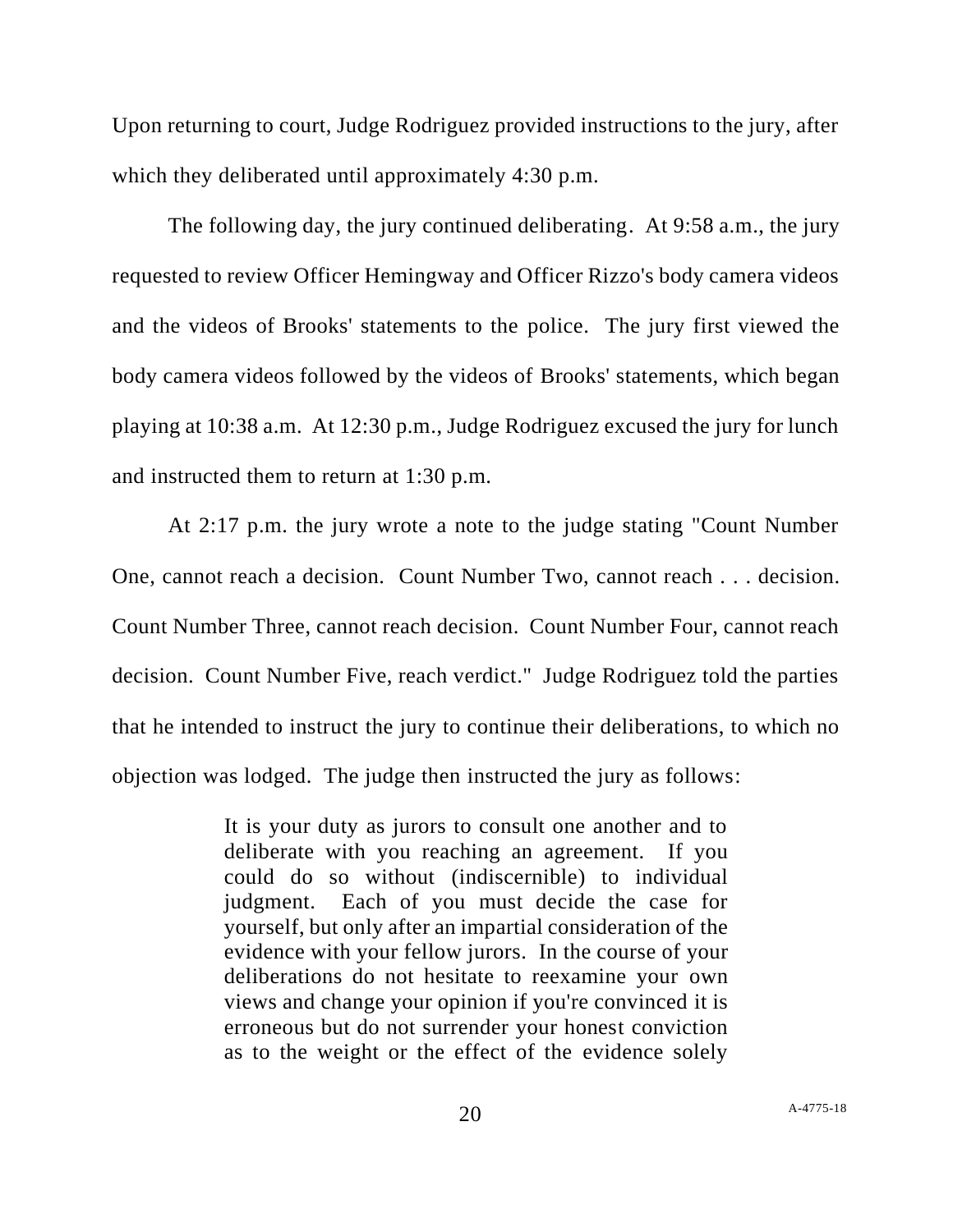Upon returning to court, Judge Rodriguez provided instructions to the jury, after which they deliberated until approximately 4:30 p.m.

The following day, the jury continued deliberating. At 9:58 a.m., the jury requested to review Officer Hemingway and Officer Rizzo's body camera videos and the videos of Brooks' statements to the police. The jury first viewed the body camera videos followed by the videos of Brooks' statements, which began playing at 10:38 a.m. At 12:30 p.m., Judge Rodriguez excused the jury for lunch and instructed them to return at 1:30 p.m.

At 2:17 p.m. the jury wrote a note to the judge stating "Count Number One, cannot reach a decision. Count Number Two, cannot reach . . . decision. Count Number Three, cannot reach decision. Count Number Four, cannot reach decision. Count Number Five, reach verdict." Judge Rodriguez told the parties that he intended to instruct the jury to continue their deliberations, to which no objection was lodged. The judge then instructed the jury as follows:

> It is your duty as jurors to consult one another and to deliberate with you reaching an agreement. If you could do so without (indiscernible) to individual judgment. Each of you must decide the case for yourself, but only after an impartial consideration of the evidence with your fellow jurors. In the course of your deliberations do not hesitate to reexamine your own views and change your opinion if you're convinced it is erroneous but do not surrender your honest conviction as to the weight or the effect of the evidence solely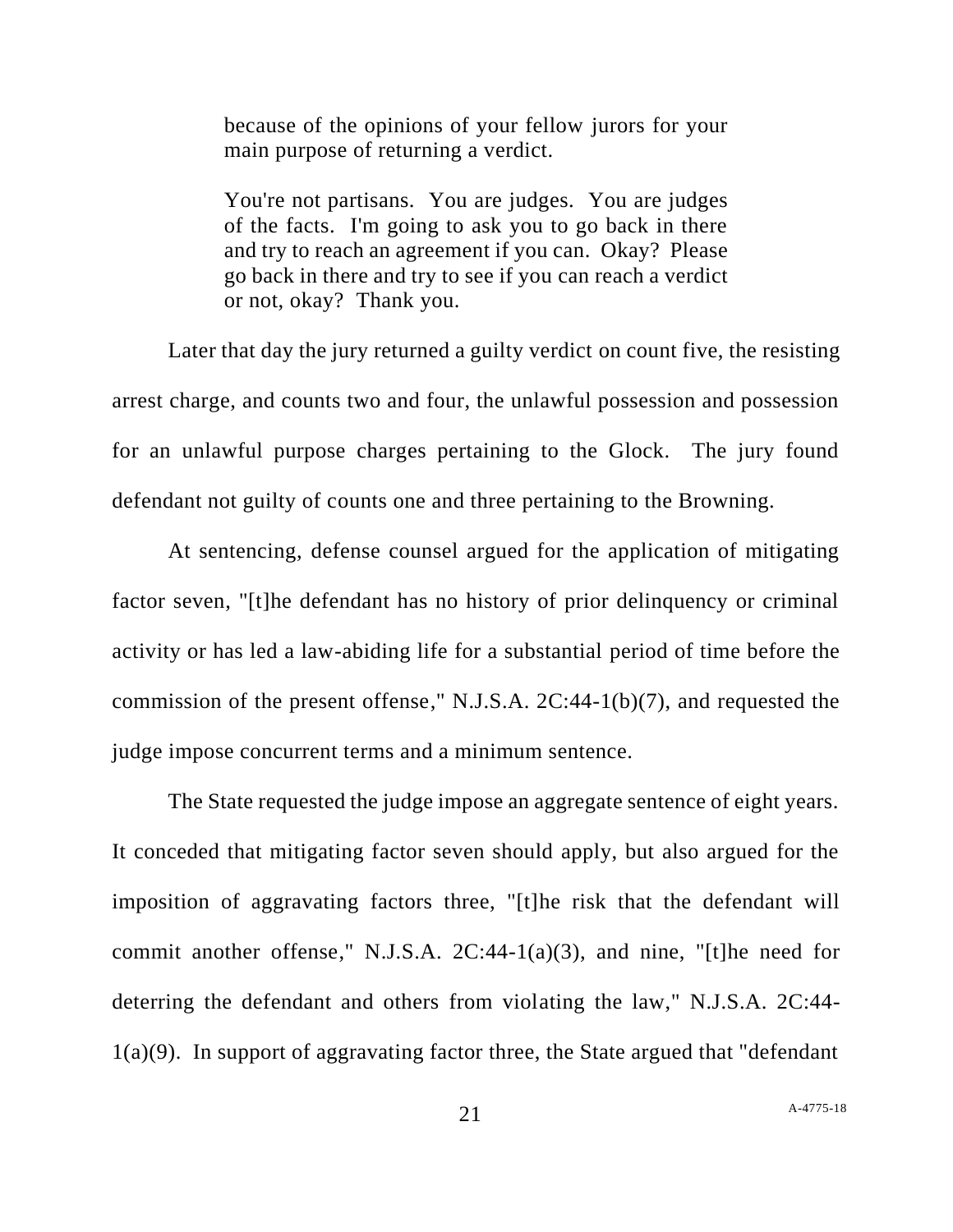> because of the opinions of your fellow jurors for your main purpose of returning a verdict.
>
> You're not partisans. You are judges. You are judges of the facts. I'm going to ask you to go back in there and try to reach an agreement if you can. Okay? Please go back in there and try to see if you can reach a verdict or not, okay? Thank you.

Later that day the jury returned a guilty verdict on count five, the resisting arrest charge, and counts two and four, the unlawful possession and possession for an unlawful purpose charges pertaining to the Glock. The jury found defendant not guilty of counts one and three pertaining to the Browning.

At sentencing, defense counsel argued for the application of mitigating factor seven, "[t]he defendant has no history of prior delinquency or criminal activity or has led a law-abiding life for a substantial period of time before the commission of the present offense," N.J.S.A. 2C:44-1(b)(7), and requested the judge impose concurrent terms and a minimum sentence.

The State requested the judge impose an aggregate sentence of eight years. It conceded that mitigating factor seven should apply, but also argued for the imposition of aggravating factors three, "[t]he risk that the defendant will commit another offense," N.J.S.A. 2C:44-1(a)(3), and nine, "[t]he need for deterring the defendant and others from violating the law," N.J.S.A. 2C:44-1(a)(9). In support of aggravating factor three, the State argued that "defendant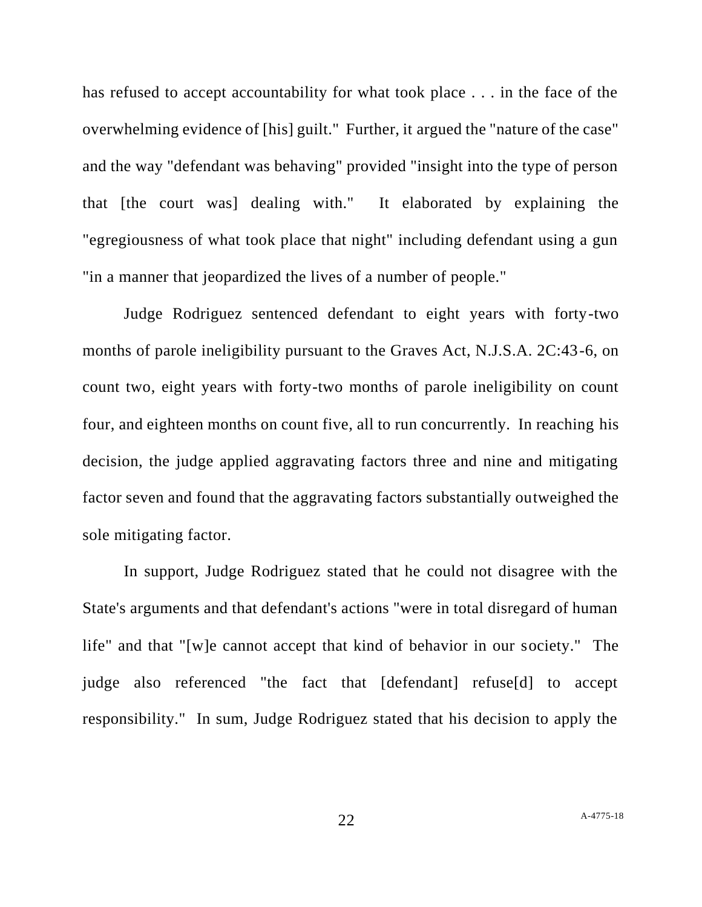has refused to accept accountability for what took place . . . in the face of the overwhelming evidence of [his] guilt." Further, it argued the "nature of the case" and the way "defendant was behaving" provided "insight into the type of person that [the court was] dealing with." It elaborated by explaining the "egregiousness of what took place that night" including defendant using a gun "in a manner that jeopardized the lives of a number of people."

Judge Rodriguez sentenced defendant to eight years with forty-two months of parole ineligibility pursuant to the Graves Act, N.J.S.A. 2C:43-6, on count two, eight years with forty-two months of parole ineligibility on count four, and eighteen months on count five, all to run concurrently. In reaching his decision, the judge applied aggravating factors three and nine and mitigating factor seven and found that the aggravating factors substantially outweighed the sole mitigating factor.

In support, Judge Rodriguez stated that he could not disagree with the State's arguments and that defendant's actions "were in total disregard of human life" and that "[w]e cannot accept that kind of behavior in our society." The judge also referenced "the fact that [defendant] refuse[d] to accept responsibility." In sum, Judge Rodriguez stated that his decision to apply the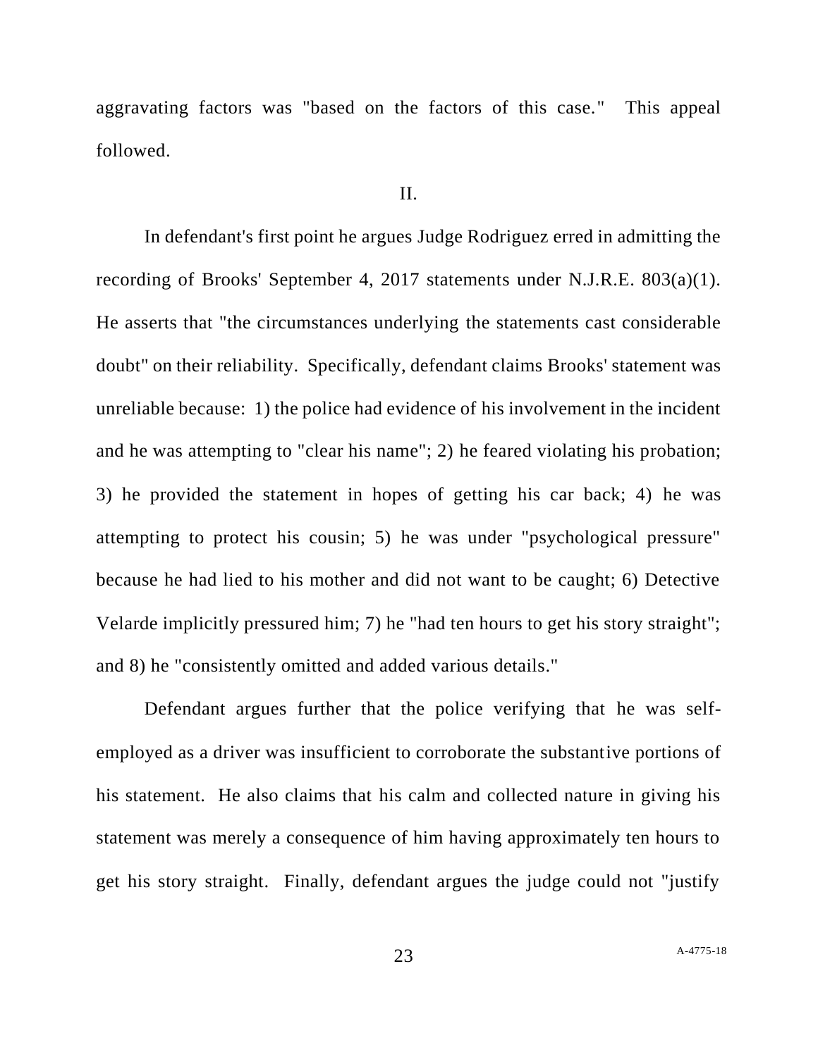aggravating factors was "based on the factors of this case." This appeal followed.

II.

In defendant's first point he argues Judge Rodriguez erred in admitting the recording of Brooks' September 4, 2017 statements under N.J.R.E. 803(a)(1). He asserts that "the circumstances underlying the statements cast considerable doubt" on their reliability. Specifically, defendant claims Brooks' statement was unreliable because: 1) the police had evidence of his involvement in the incident and he was attempting to "clear his name"; 2) he feared violating his probation; 3) he provided the statement in hopes of getting his car back; 4) he was attempting to protect his cousin; 5) he was under "psychological pressure" because he had lied to his mother and did not want to be caught; 6) Detective Velarde implicitly pressured him; 7) he "had ten hours to get his story straight"; and 8) he "consistently omitted and added various details."

Defendant argues further that the police verifying that he was self-employed as a driver was insufficient to corroborate the substantive portions of his statement. He also claims that his calm and collected nature in giving his statement was merely a consequence of him having approximately ten hours to get his story straight. Finally, defendant argues the judge could not "justify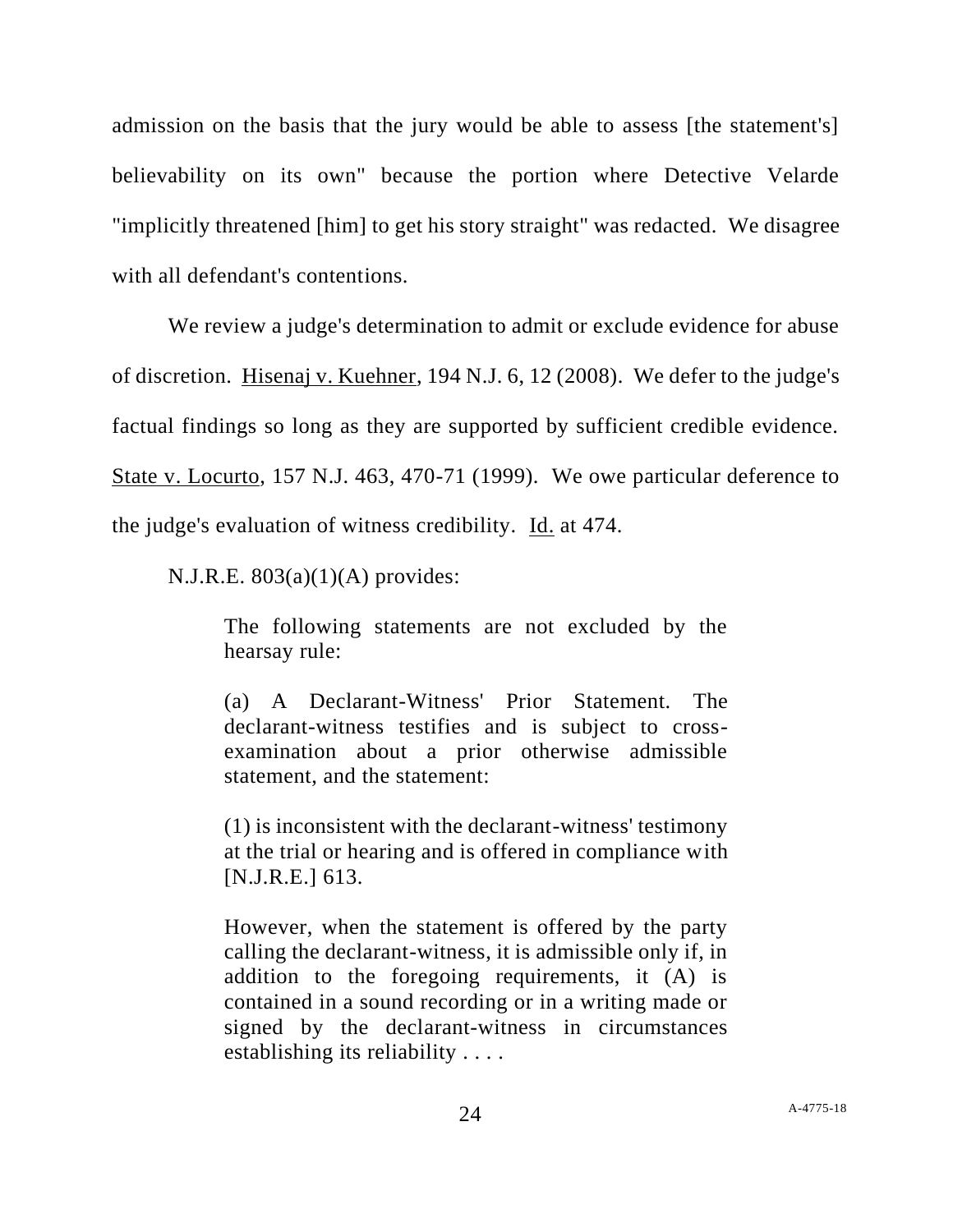admission on the basis that the jury would be able to assess [the statement's] believability on its own" because the portion where Detective Velarde "implicitly threatened [him] to get his story straight" was redacted. We disagree with all defendant's contentions.

We review a judge's determination to admit or exclude evidence for abuse of discretion. Hisenaj v. Kuehner, 194 N.J. 6, 12 (2008). We defer to the judge's factual findings so long as they are supported by sufficient credible evidence. State v. Locurto, 157 N.J. 463, 470-71 (1999). We owe particular deference to the judge's evaluation of witness credibility. Id. at 474.

N.J.R.E. 803(a)(1)(A) provides:

> The following statements are not excluded by the hearsay rule:
>
> (a) A Declarant-Witness' Prior Statement. The declarant-witness testifies and is subject to cross-examination about a prior otherwise admissible statement, and the statement:
>
> (1) is inconsistent with the declarant-witness' testimony at the trial or hearing and is offered in compliance with [N.J.R.E.] 613.
>
> However, when the statement is offered by the party calling the declarant-witness, it is admissible only if, in addition to the foregoing requirements, it (A) is contained in a sound recording or in a writing made or signed by the declarant-witness in circumstances establishing its reliability . . . .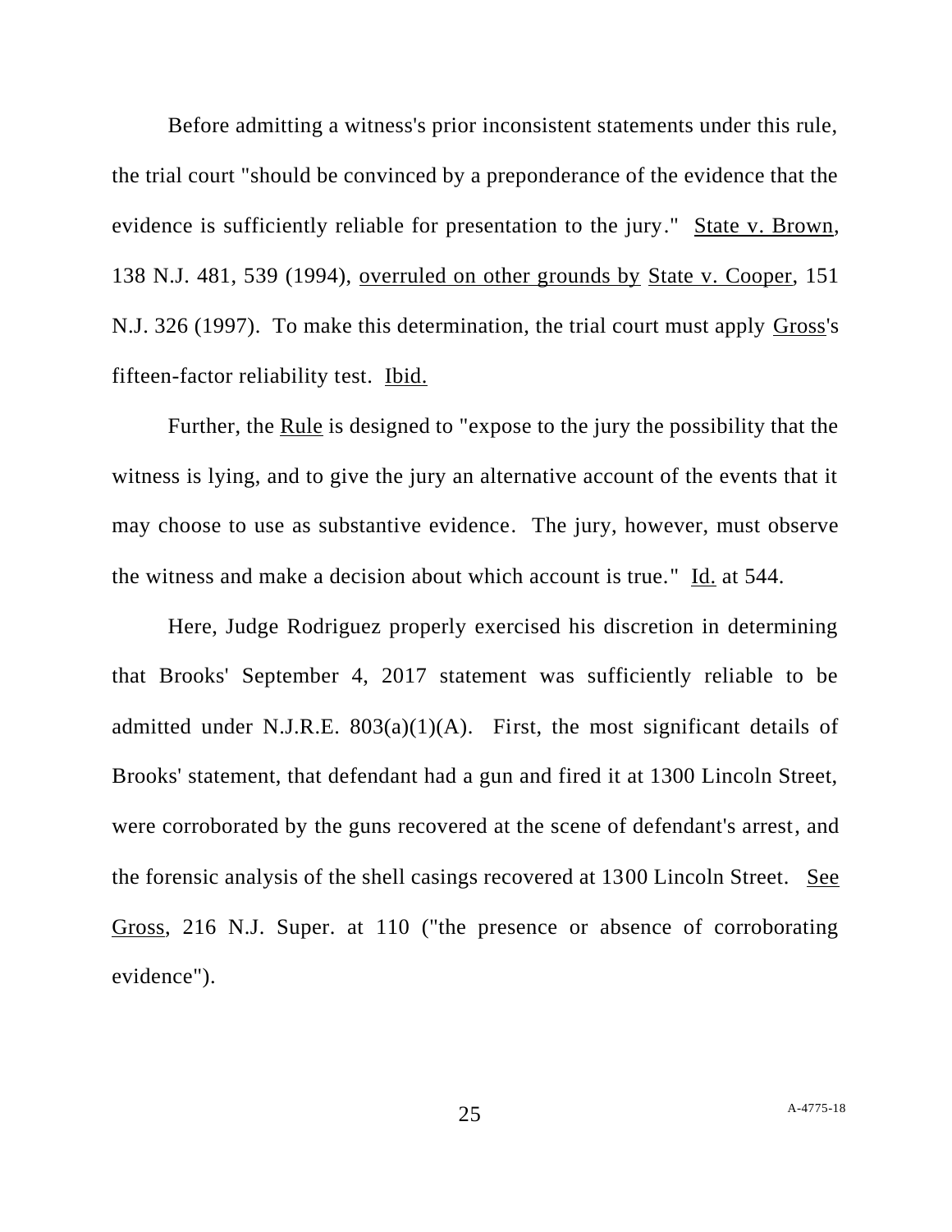Before admitting a witness's prior inconsistent statements under this rule, the trial court "should be convinced by a preponderance of the evidence that the evidence is sufficiently reliable for presentation to the jury." State v. Brown, 138 N.J. 481, 539 (1994), overruled on other grounds by State v. Cooper, 151 N.J. 326 (1997). To make this determination, the trial court must apply Gross's fifteen-factor reliability test. Ibid.

Further, the Rule is designed to "expose to the jury the possibility that the witness is lying, and to give the jury an alternative account of the events that it may choose to use as substantive evidence. The jury, however, must observe the witness and make a decision about which account is true." Id. at 544.

Here, Judge Rodriguez properly exercised his discretion in determining that Brooks' September 4, 2017 statement was sufficiently reliable to be admitted under N.J.R.E. 803(a)(1)(A). First, the most significant details of Brooks' statement, that defendant had a gun and fired it at 1300 Lincoln Street, were corroborated by the guns recovered at the scene of defendant's arrest, and the forensic analysis of the shell casings recovered at 1300 Lincoln Street. See Gross, 216 N.J. Super. at 110 ("the presence or absence of corroborating evidence").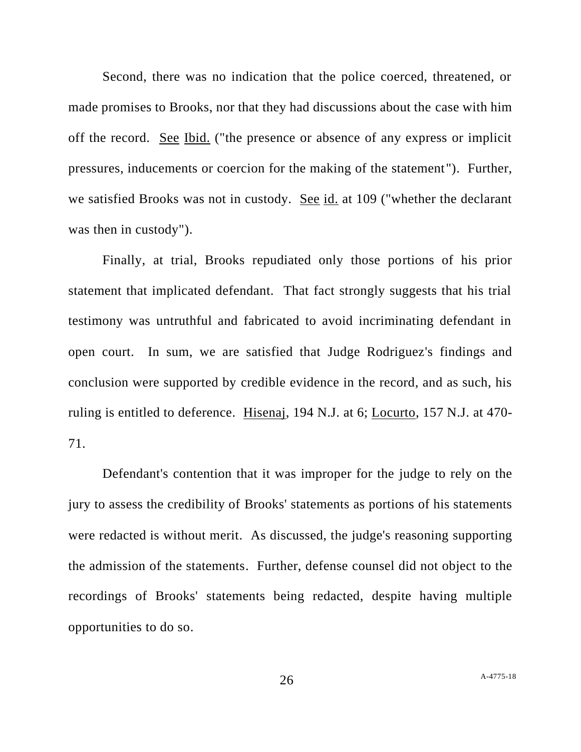Second, there was no indication that the police coerced, threatened, or made promises to Brooks, nor that they had discussions about the case with him off the record. See Ibid. ("the presence or absence of any express or implicit pressures, inducements or coercion for the making of the statement"). Further, we satisfied Brooks was not in custody. See id. at 109 ("whether the declarant was then in custody").

Finally, at trial, Brooks repudiated only those portions of his prior statement that implicated defendant. That fact strongly suggests that his trial testimony was untruthful and fabricated to avoid incriminating defendant in open court. In sum, we are satisfied that Judge Rodriguez's findings and conclusion were supported by credible evidence in the record, and as such, his ruling is entitled to deference. Hisenaj, 194 N.J. at 6; Locurto, 157 N.J. at 470-71.

Defendant's contention that it was improper for the judge to rely on the jury to assess the credibility of Brooks' statements as portions of his statements were redacted is without merit. As discussed, the judge's reasoning supporting the admission of the statements. Further, defense counsel did not object to the recordings of Brooks' statements being redacted, despite having multiple opportunities to do so.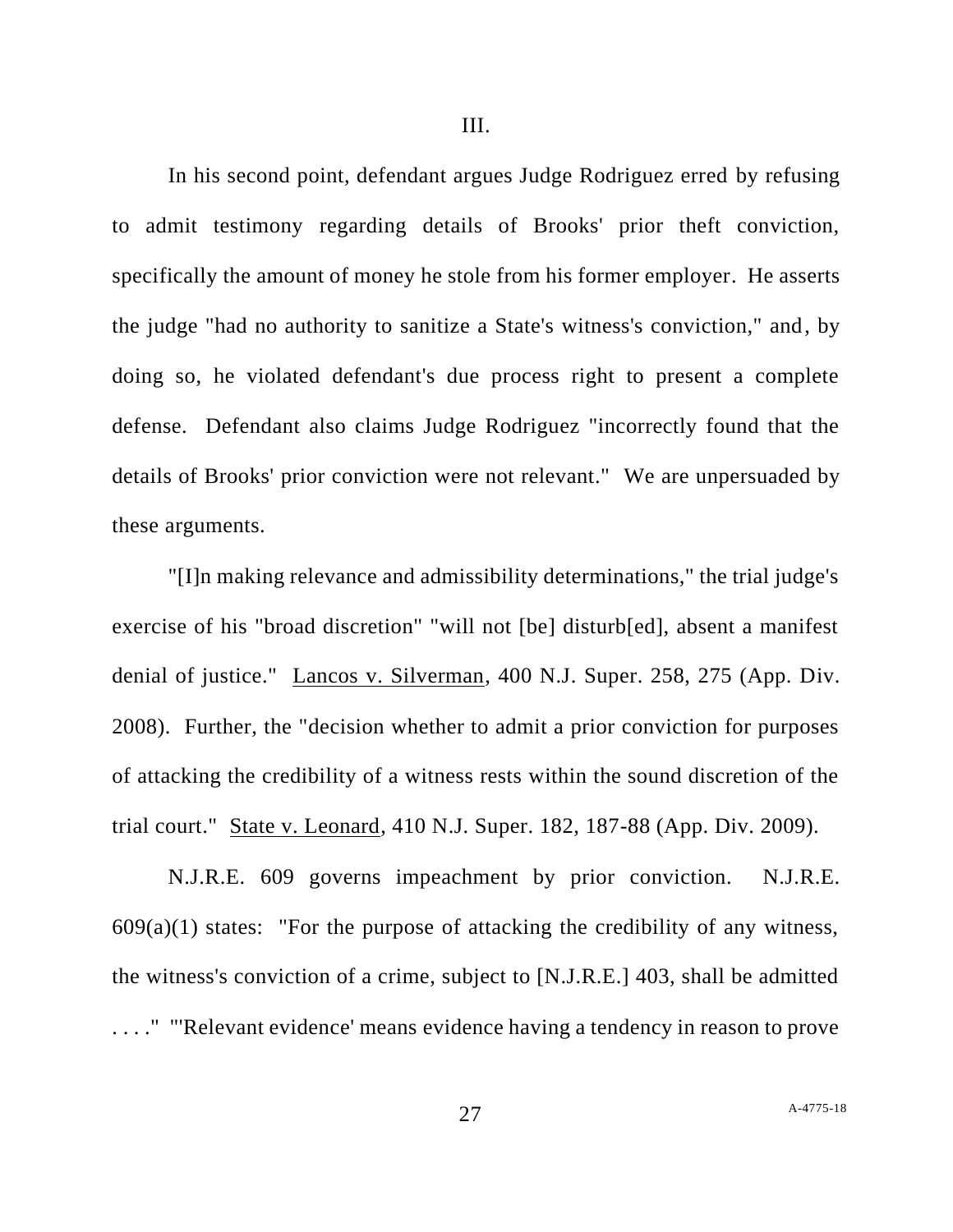III.

In his second point, defendant argues Judge Rodriguez erred by refusing to admit testimony regarding details of Brooks' prior theft conviction, specifically the amount of money he stole from his former employer. He asserts the judge "had no authority to sanitize a State's witness's conviction," and, by doing so, he violated defendant's due process right to present a complete defense. Defendant also claims Judge Rodriguez "incorrectly found that the details of Brooks' prior conviction were not relevant." We are unpersuaded by these arguments.

"[I]n making relevance and admissibility determinations," the trial judge's exercise of his "broad discretion" "will not [be] disturb[ed], absent a manifest denial of justice." Lancos v. Silverman, 400 N.J. Super. 258, 275 (App. Div. 2008). Further, the "decision whether to admit a prior conviction for purposes of attacking the credibility of a witness rests within the sound discretion of the trial court." State v. Leonard, 410 N.J. Super. 182, 187-88 (App. Div. 2009).

N.J.R.E. 609 governs impeachment by prior conviction. N.J.R.E. 609(a)(1) states: "For the purpose of attacking the credibility of any witness, the witness's conviction of a crime, subject to [N.J.R.E.] 403, shall be admitted . . . ." "'Relevant evidence' means evidence having a tendency in reason to prove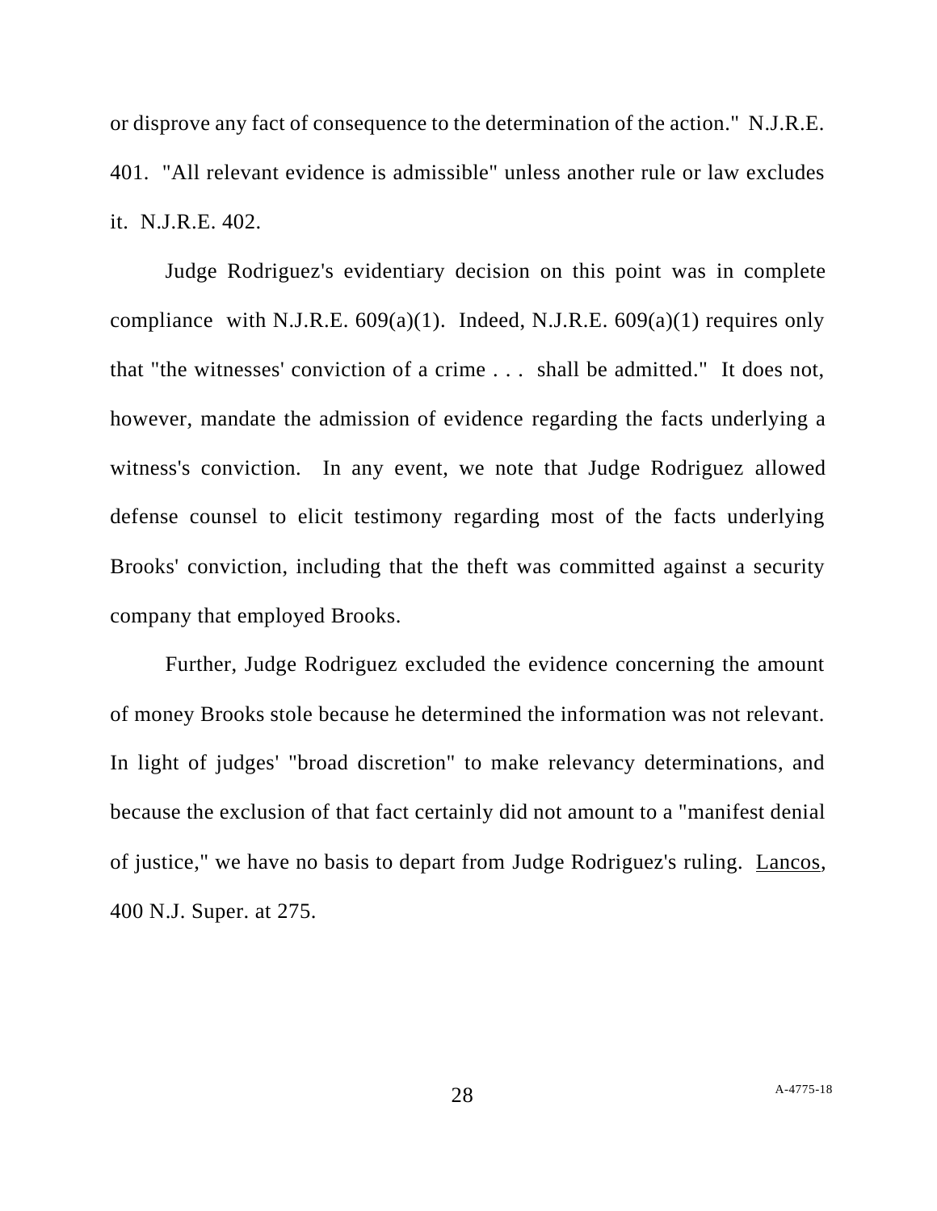or disprove any fact of consequence to the determination of the action." N.J.R.E. 401. "All relevant evidence is admissible" unless another rule or law excludes it. N.J.R.E. 402.

Judge Rodriguez's evidentiary decision on this point was in complete compliance with N.J.R.E. 609(a)(1). Indeed, N.J.R.E. 609(a)(1) requires only that "the witnesses' conviction of a crime . . . shall be admitted." It does not, however, mandate the admission of evidence regarding the facts underlying a witness's conviction. In any event, we note that Judge Rodriguez allowed defense counsel to elicit testimony regarding most of the facts underlying Brooks' conviction, including that the theft was committed against a security company that employed Brooks.

Further, Judge Rodriguez excluded the evidence concerning the amount of money Brooks stole because he determined the information was not relevant. In light of judges' "broad discretion" to make relevancy determinations, and because the exclusion of that fact certainly did not amount to a "manifest denial of justice," we have no basis to depart from Judge Rodriguez's ruling. Lancos, 400 N.J. Super. at 275.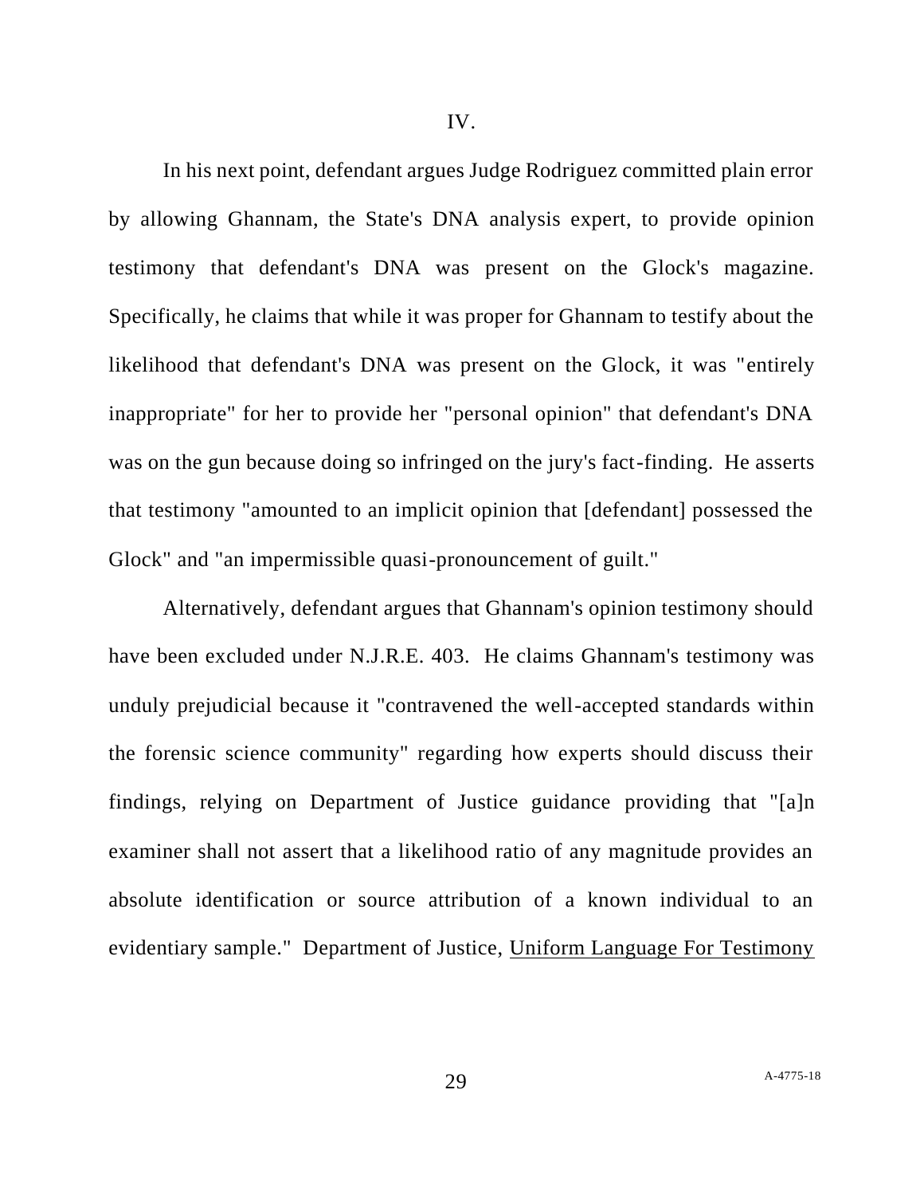IV.

In his next point, defendant argues Judge Rodriguez committed plain error by allowing Ghannam, the State's DNA analysis expert, to provide opinion testimony that defendant's DNA was present on the Glock's magazine. Specifically, he claims that while it was proper for Ghannam to testify about the likelihood that defendant's DNA was present on the Glock, it was "entirely inappropriate" for her to provide her "personal opinion" that defendant's DNA was on the gun because doing so infringed on the jury's fact-finding. He asserts that testimony "amounted to an implicit opinion that [defendant] possessed the Glock" and "an impermissible quasi-pronouncement of guilt."

Alternatively, defendant argues that Ghannam's opinion testimony should have been excluded under N.J.R.E. 403. He claims Ghannam's testimony was unduly prejudicial because it "contravened the well-accepted standards within the forensic science community" regarding how experts should discuss their findings, relying on Department of Justice guidance providing that "[a]n examiner shall not assert that a likelihood ratio of any magnitude provides an absolute identification or source attribution of a known individual to an evidentiary sample." Department of Justice, <u>Uniform Language For Testimony</u>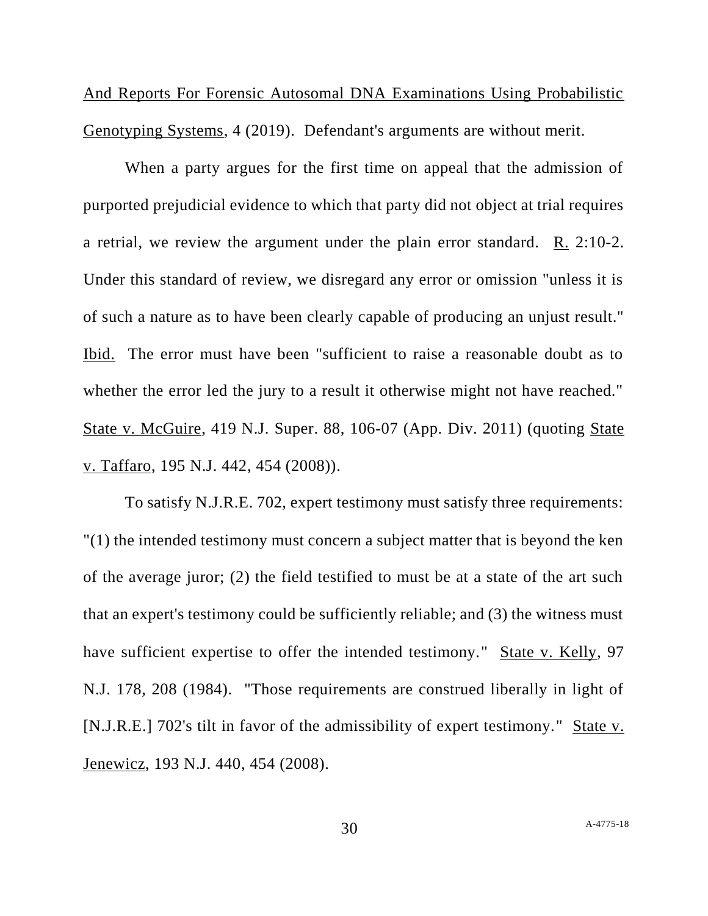And Reports For Forensic Autosomal DNA Examinations Using Probabilistic Genotyping Systems, 4 (2019). Defendant's arguments are without merit.

When a party argues for the first time on appeal that the admission of purported prejudicial evidence to which that party did not object at trial requires a retrial, we review the argument under the plain error standard. R. 2:10-2. Under this standard of review, we disregard any error or omission "unless it is of such a nature as to have been clearly capable of producing an unjust result." Ibid. The error must have been "sufficient to raise a reasonable doubt as to whether the error led the jury to a result it otherwise might not have reached." State v. McGuire, 419 N.J. Super. 88, 106-07 (App. Div. 2011) (quoting State v. Taffaro, 195 N.J. 442, 454 (2008)).

To satisfy N.J.R.E. 702, expert testimony must satisfy three requirements: "(1) the intended testimony must concern a subject matter that is beyond the ken of the average juror; (2) the field testified to must be at a state of the art such that an expert's testimony could be sufficiently reliable; and (3) the witness must have sufficient expertise to offer the intended testimony." State v. Kelly, 97 N.J. 178, 208 (1984). "Those requirements are construed liberally in light of [N.J.R.E.] 702's tilt in favor of the admissibility of expert testimony." State v. Jenewicz, 193 N.J. 440, 454 (2008).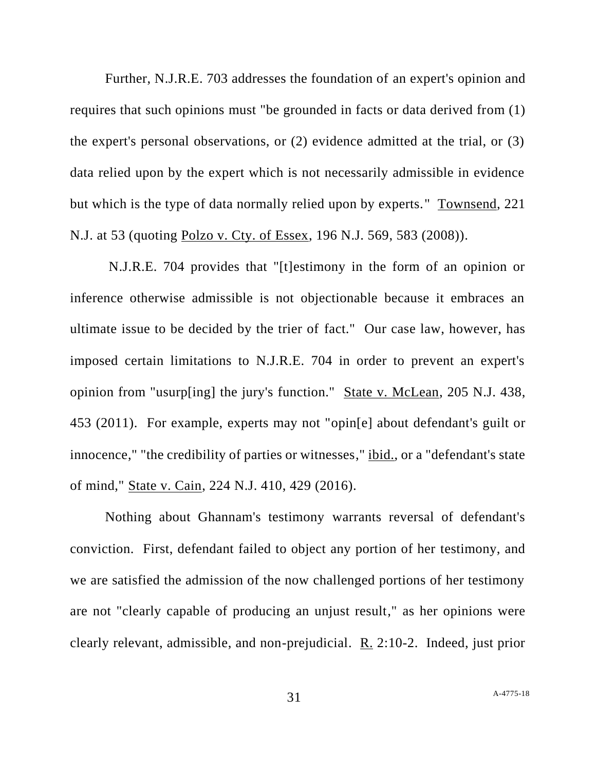Further, N.J.R.E. 703 addresses the foundation of an expert's opinion and requires that such opinions must "be grounded in facts or data derived from (1) the expert's personal observations, or (2) evidence admitted at the trial, or (3) data relied upon by the expert which is not necessarily admissible in evidence but which is the type of data normally relied upon by experts." Townsend, 221 N.J. at 53 (quoting Polzo v. Cty. of Essex, 196 N.J. 569, 583 (2008)).

N.J.R.E. 704 provides that "[t]estimony in the form of an opinion or inference otherwise admissible is not objectionable because it embraces an ultimate issue to be decided by the trier of fact." Our case law, however, has imposed certain limitations to N.J.R.E. 704 in order to prevent an expert's opinion from "usurp[ing] the jury's function." State v. McLean, 205 N.J. 438, 453 (2011). For example, experts may not "opin[e] about defendant's guilt or innocence," "the credibility of parties or witnesses," ibid., or a "defendant's state of mind," State v. Cain, 224 N.J. 410, 429 (2016).

Nothing about Ghannam's testimony warrants reversal of defendant's conviction. First, defendant failed to object any portion of her testimony, and we are satisfied the admission of the now challenged portions of her testimony are not "clearly capable of producing an unjust result," as her opinions were clearly relevant, admissible, and non-prejudicial. R. 2:10-2. Indeed, just prior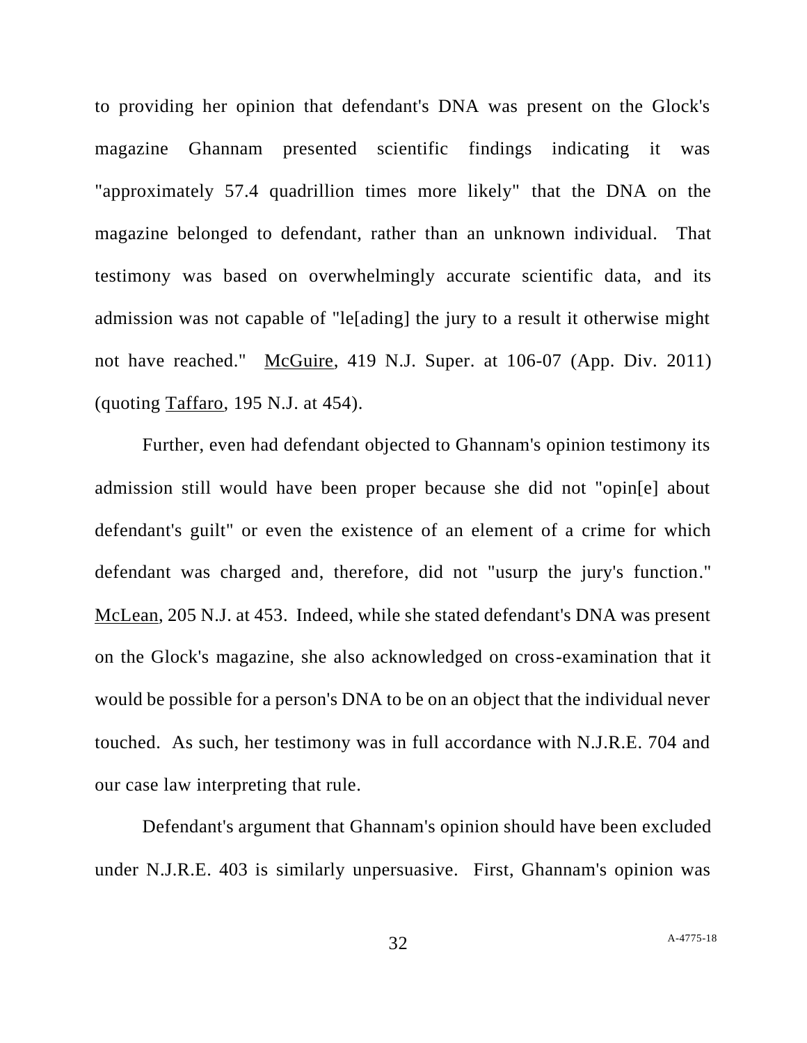to providing her opinion that defendant's DNA was present on the Glock's magazine Ghannam presented scientific findings indicating it was "approximately 57.4 quadrillion times more likely" that the DNA on the magazine belonged to defendant, rather than an unknown individual. That testimony was based on overwhelmingly accurate scientific data, and its admission was not capable of "le[ading] the jury to a result it otherwise might not have reached." McGuire, 419 N.J. Super. at 106-07 (App. Div. 2011) (quoting Taffaro, 195 N.J. at 454).

Further, even had defendant objected to Ghannam's opinion testimony its admission still would have been proper because she did not "opin[e] about defendant's guilt" or even the existence of an element of a crime for which defendant was charged and, therefore, did not "usurp the jury's function." McLean, 205 N.J. at 453. Indeed, while she stated defendant's DNA was present on the Glock's magazine, she also acknowledged on cross-examination that it would be possible for a person's DNA to be on an object that the individual never touched. As such, her testimony was in full accordance with N.J.R.E. 704 and our case law interpreting that rule.

Defendant's argument that Ghannam's opinion should have been excluded under N.J.R.E. 403 is similarly unpersuasive. First, Ghannam's opinion was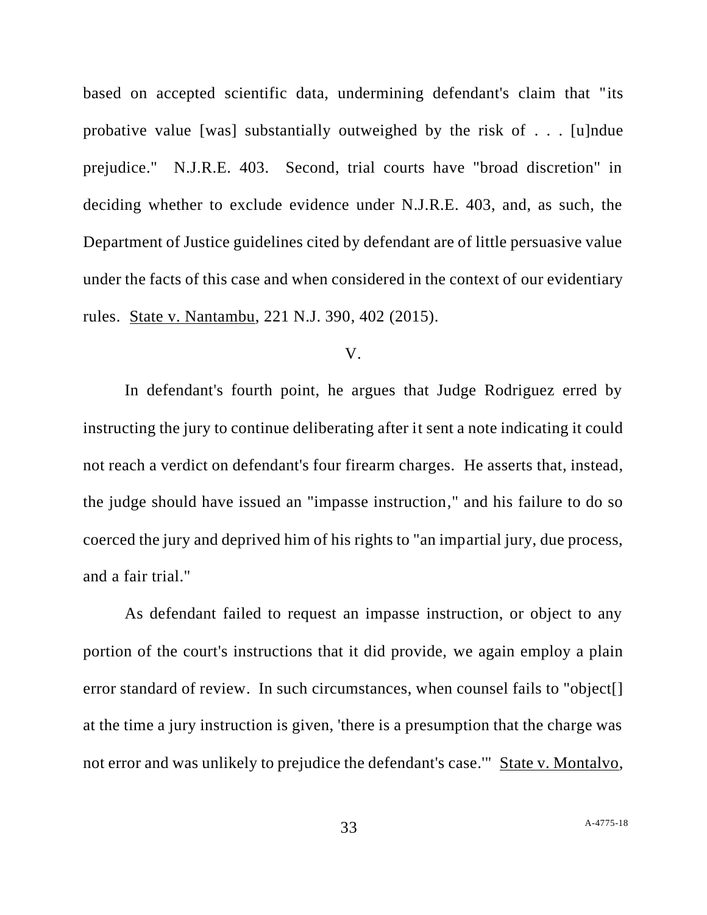based on accepted scientific data, undermining defendant's claim that "its probative value [was] substantially outweighed by the risk of . . . [u]ndue prejudice." N.J.R.E. 403. Second, trial courts have "broad discretion" in deciding whether to exclude evidence under N.J.R.E. 403, and, as such, the Department of Justice guidelines cited by defendant are of little persuasive value under the facts of this case and when considered in the context of our evidentiary rules. State v. Nantambu, 221 N.J. 390, 402 (2015).

## V.

In defendant's fourth point, he argues that Judge Rodriguez erred by instructing the jury to continue deliberating after it sent a note indicating it could not reach a verdict on defendant's four firearm charges. He asserts that, instead, the judge should have issued an "impasse instruction," and his failure to do so coerced the jury and deprived him of his rights to "an impartial jury, due process, and a fair trial."

As defendant failed to request an impasse instruction, or object to any portion of the court's instructions that it did provide, we again employ a plain error standard of review. In such circumstances, when counsel fails to "object[] at the time a jury instruction is given, 'there is a presumption that the charge was not error and was unlikely to prejudice the defendant's case.'" State v. Montalvo,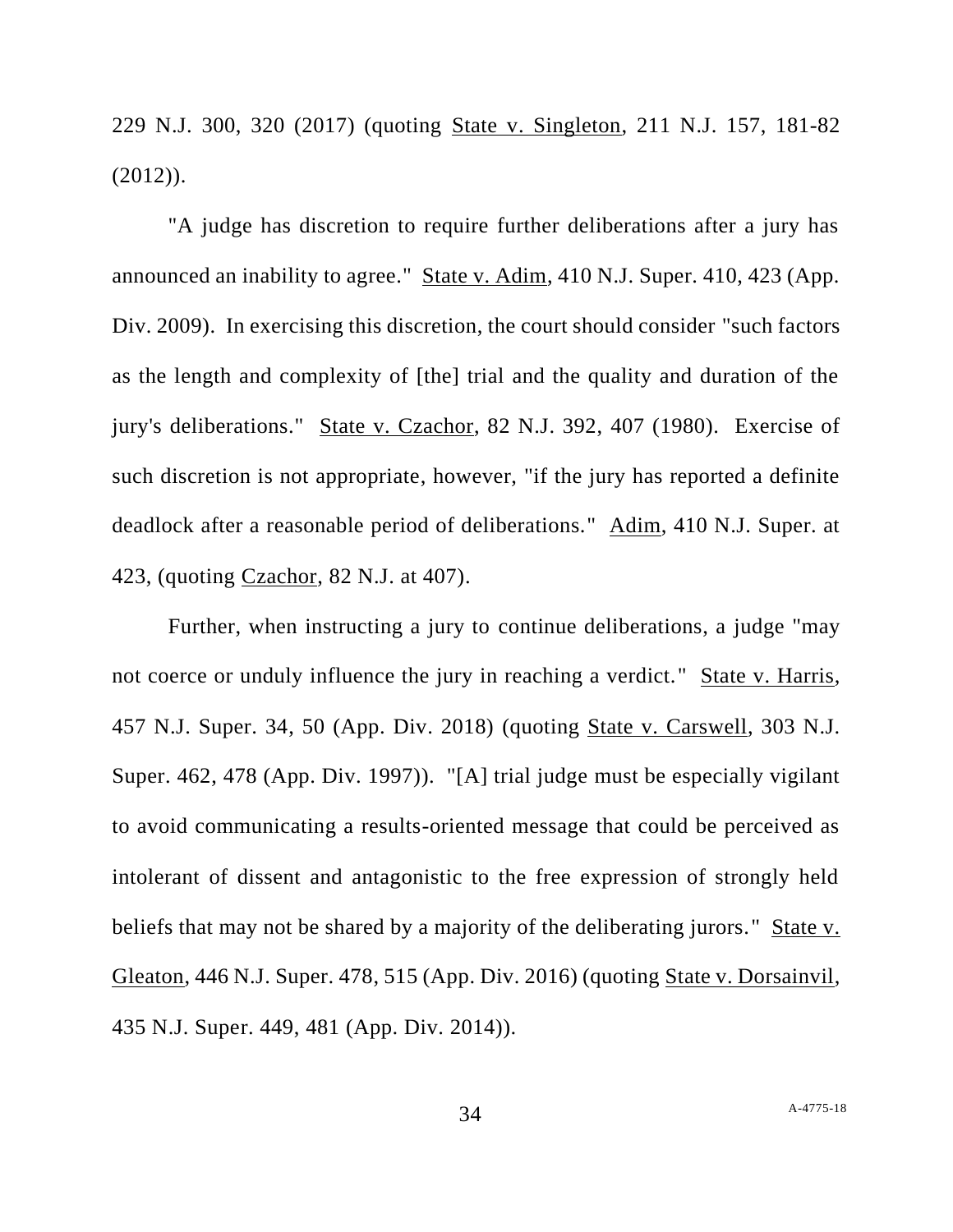229 N.J. 300, 320 (2017) (quoting State v. Singleton, 211 N.J. 157, 181-82 (2012)).

"A judge has discretion to require further deliberations after a jury has announced an inability to agree." State v. Adim, 410 N.J. Super. 410, 423 (App. Div. 2009). In exercising this discretion, the court should consider "such factors as the length and complexity of [the] trial and the quality and duration of the jury's deliberations." State v. Czachor, 82 N.J. 392, 407 (1980). Exercise of such discretion is not appropriate, however, "if the jury has reported a definite deadlock after a reasonable period of deliberations." Adim, 410 N.J. Super. at 423, (quoting Czachor, 82 N.J. at 407).

Further, when instructing a jury to continue deliberations, a judge "may not coerce or unduly influence the jury in reaching a verdict." State v. Harris, 457 N.J. Super. 34, 50 (App. Div. 2018) (quoting State v. Carswell, 303 N.J. Super. 462, 478 (App. Div. 1997)). "[A] trial judge must be especially vigilant to avoid communicating a results-oriented message that could be perceived as intolerant of dissent and antagonistic to the free expression of strongly held beliefs that may not be shared by a majority of the deliberating jurors." State v. Gleaton, 446 N.J. Super. 478, 515 (App. Div. 2016) (quoting State v. Dorsainvil, 435 N.J. Super. 449, 481 (App. Div. 2014)).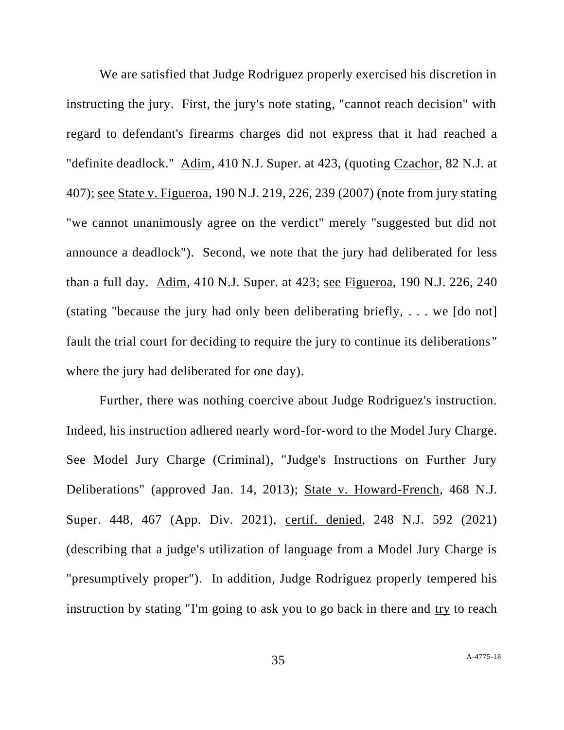We are satisfied that Judge Rodriguez properly exercised his discretion in instructing the jury. First, the jury's note stating, "cannot reach decision" with regard to defendant's firearms charges did not express that it had reached a "definite deadlock." Adim, 410 N.J. Super. at 423, (quoting Czachor, 82 N.J. at 407); see State v. Figueroa, 190 N.J. 219, 226, 239 (2007) (note from jury stating "we cannot unanimously agree on the verdict" merely "suggested but did not announce a deadlock"). Second, we note that the jury had deliberated for less than a full day. Adim, 410 N.J. Super. at 423; see Figueroa, 190 N.J. 226, 240 (stating "because the jury had only been deliberating briefly, . . . we [do not] fault the trial court for deciding to require the jury to continue its deliberations" where the jury had deliberated for one day).

Further, there was nothing coercive about Judge Rodriguez's instruction. Indeed, his instruction adhered nearly word-for-word to the Model Jury Charge. See Model Jury Charge (Criminal), "Judge's Instructions on Further Jury Deliberations" (approved Jan. 14, 2013); State v. Howard-French, 468 N.J. Super. 448, 467 (App. Div. 2021), certif. denied, 248 N.J. 592 (2021) (describing that a judge's utilization of language from a Model Jury Charge is "presumptively proper"). In addition, Judge Rodriguez properly tempered his instruction by stating "I'm going to ask you to go back in there and try to reach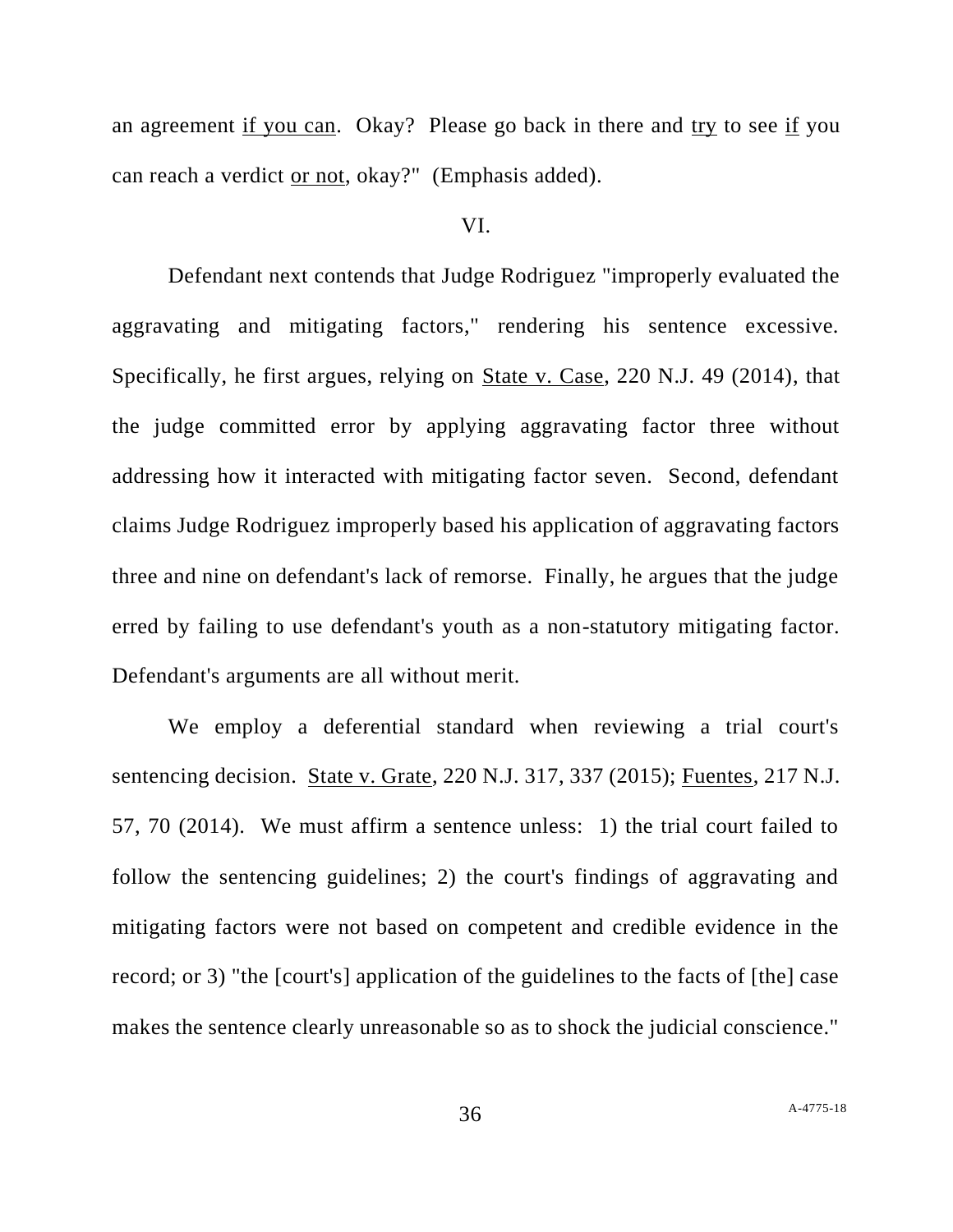an agreement <u>if you can</u>. Okay? Please go back in there and <u>try</u> to see <u>if</u> you can reach a verdict <u>or not</u>, okay?" (Emphasis added).

VI.

Defendant next contends that Judge Rodriguez "improperly evaluated the aggravating and mitigating factors," rendering his sentence excessive. Specifically, he first argues, relying on <u>State v. Case</u>, 220 N.J. 49 (2014), that the judge committed error by applying aggravating factor three without addressing how it interacted with mitigating factor seven. Second, defendant claims Judge Rodriguez improperly based his application of aggravating factors three and nine on defendant's lack of remorse. Finally, he argues that the judge erred by failing to use defendant's youth as a non-statutory mitigating factor. Defendant's arguments are all without merit.

We employ a deferential standard when reviewing a trial court's sentencing decision. <u>State v. Grate</u>, 220 N.J. 317, 337 (2015); <u>Fuentes</u>, 217 N.J. 57, 70 (2014). We must affirm a sentence unless: 1) the trial court failed to follow the sentencing guidelines; 2) the court's findings of aggravating and mitigating factors were not based on competent and credible evidence in the record; or 3) "the [court's] application of the guidelines to the facts of [the] case makes the sentence clearly unreasonable so as to shock the judicial conscience."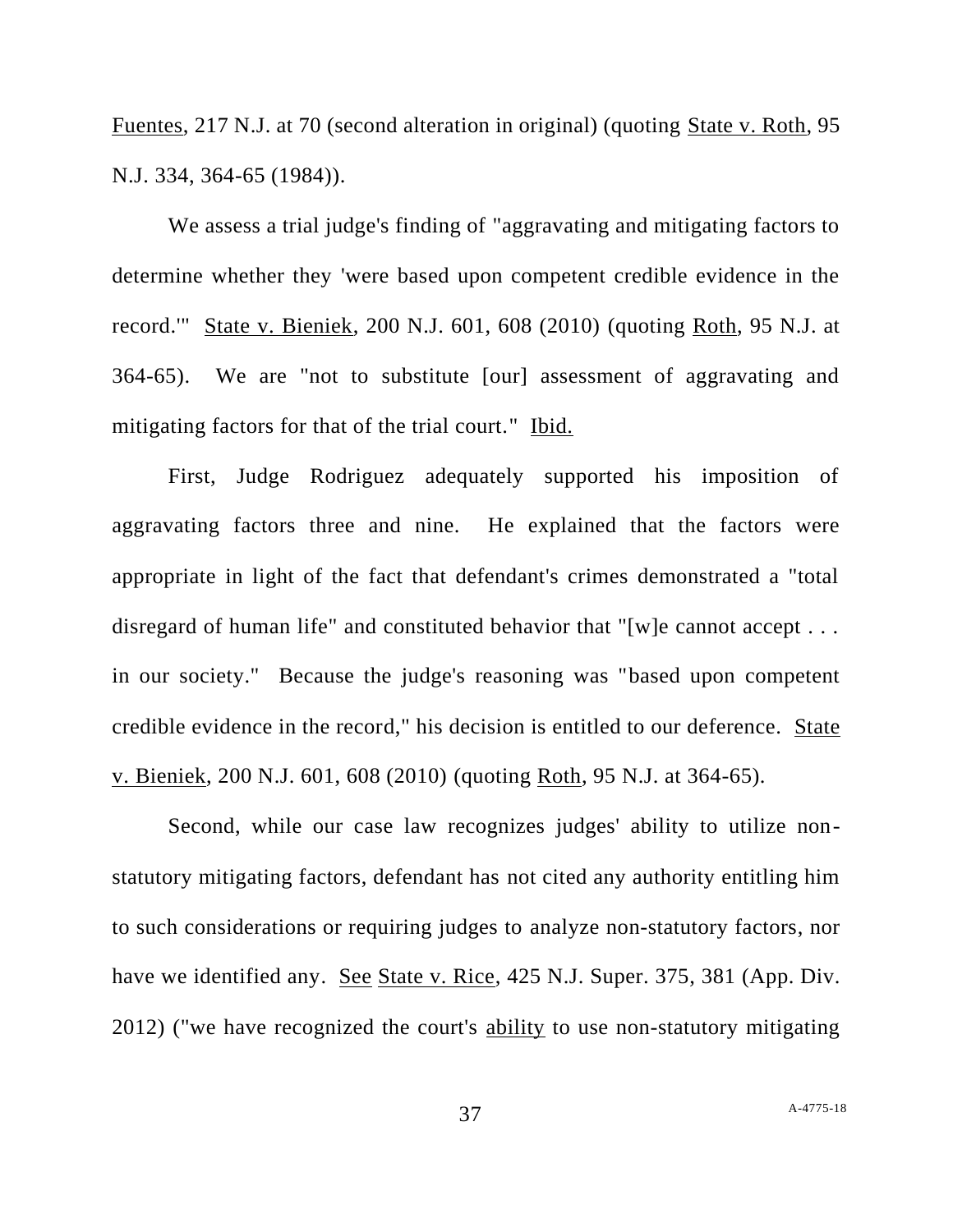Fuentes, 217 N.J. at 70 (second alteration in original) (quoting State v. Roth, 95 N.J. 334, 364-65 (1984)).

We assess a trial judge's finding of "aggravating and mitigating factors to determine whether they 'were based upon competent credible evidence in the record.'" State v. Bieniek, 200 N.J. 601, 608 (2010) (quoting Roth, 95 N.J. at 364-65). We are "not to substitute [our] assessment of aggravating and mitigating factors for that of the trial court." Ibid.

First, Judge Rodriguez adequately supported his imposition of aggravating factors three and nine. He explained that the factors were appropriate in light of the fact that defendant's crimes demonstrated a "total disregard of human life" and constituted behavior that "[w]e cannot accept . . . in our society." Because the judge's reasoning was "based upon competent credible evidence in the record," his decision is entitled to our deference. State v. Bieniek, 200 N.J. 601, 608 (2010) (quoting Roth, 95 N.J. at 364-65).

Second, while our case law recognizes judges' ability to utilize non-statutory mitigating factors, defendant has not cited any authority entitling him to such considerations or requiring judges to analyze non-statutory factors, nor have we identified any. See State v. Rice, 425 N.J. Super. 375, 381 (App. Div. 2012) ("we have recognized the court's ability to use non-statutory mitigating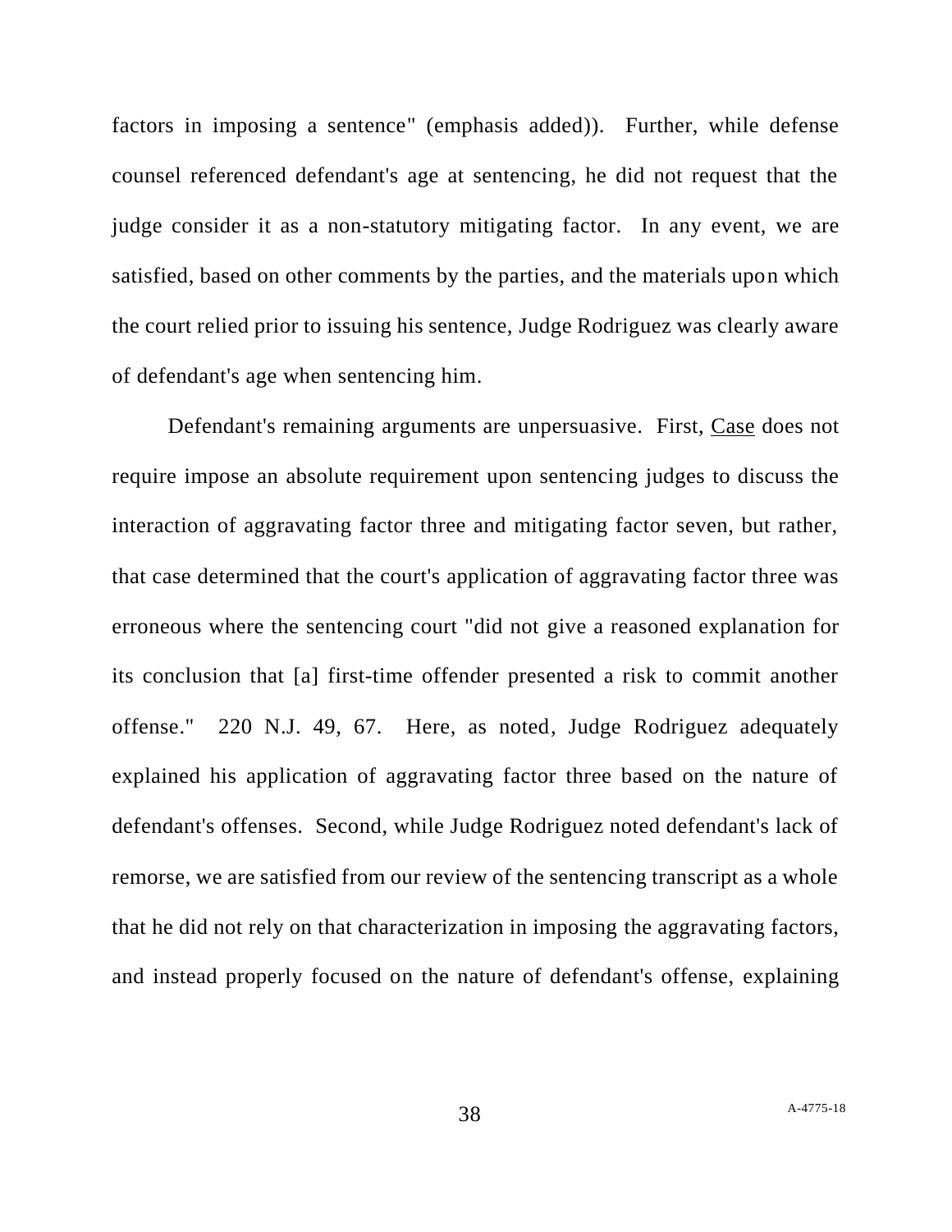factors in imposing a sentence" (emphasis added)). Further, while defense counsel referenced defendant's age at sentencing, he did not request that the judge consider it as a non-statutory mitigating factor. In any event, we are satisfied, based on other comments by the parties, and the materials upon which the court relied prior to issuing his sentence, Judge Rodriguez was clearly aware of defendant's age when sentencing him.

Defendant's remaining arguments are unpersuasive. First, Case does not require impose an absolute requirement upon sentencing judges to discuss the interaction of aggravating factor three and mitigating factor seven, but rather, that case determined that the court's application of aggravating factor three was erroneous where the sentencing court "did not give a reasoned explanation for its conclusion that [a] first-time offender presented a risk to commit another offense." 220 N.J. 49, 67. Here, as noted, Judge Rodriguez adequately explained his application of aggravating factor three based on the nature of defendant's offenses. Second, while Judge Rodriguez noted defendant's lack of remorse, we are satisfied from our review of the sentencing transcript as a whole that he did not rely on that characterization in imposing the aggravating factors, and instead properly focused on the nature of defendant's offense, explaining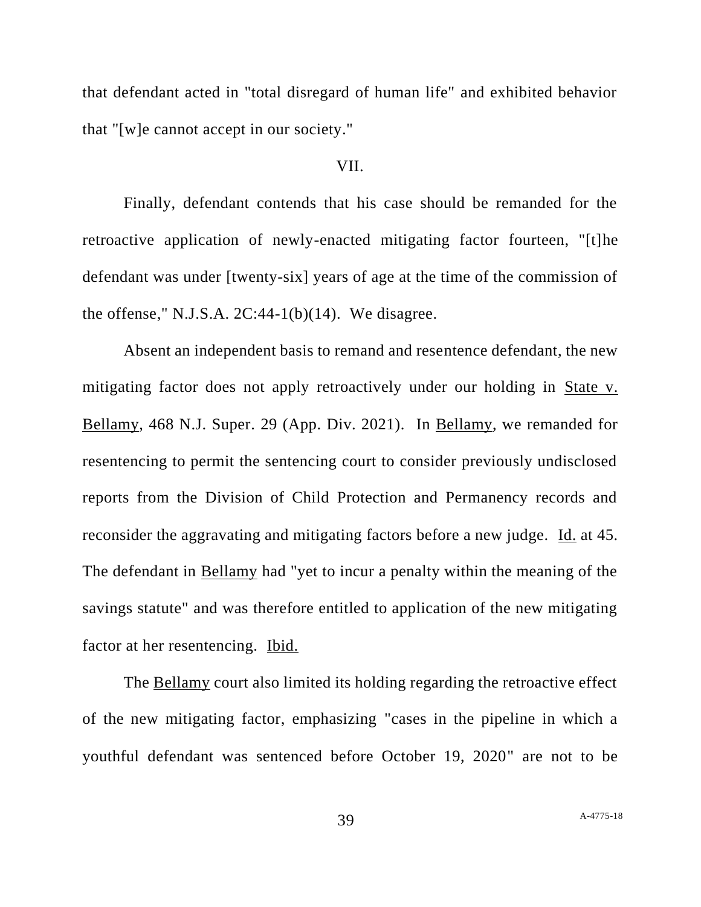that defendant acted in "total disregard of human life" and exhibited behavior that "[w]e cannot accept in our society."

## VII.

Finally, defendant contends that his case should be remanded for the retroactive application of newly-enacted mitigating factor fourteen, "[t]he defendant was under [twenty-six] years of age at the time of the commission of the offense," N.J.S.A. 2C:44-1(b)(14). We disagree.

Absent an independent basis to remand and resentence defendant, the new mitigating factor does not apply retroactively under our holding in State v. Bellamy, 468 N.J. Super. 29 (App. Div. 2021). In Bellamy, we remanded for resentencing to permit the sentencing court to consider previously undisclosed reports from the Division of Child Protection and Permanency records and reconsider the aggravating and mitigating factors before a new judge. Id. at 45. The defendant in Bellamy had "yet to incur a penalty within the meaning of the savings statute" and was therefore entitled to application of the new mitigating factor at her resentencing. Ibid.

The Bellamy court also limited its holding regarding the retroactive effect of the new mitigating factor, emphasizing "cases in the pipeline in which a youthful defendant was sentenced before October 19, 2020" are not to be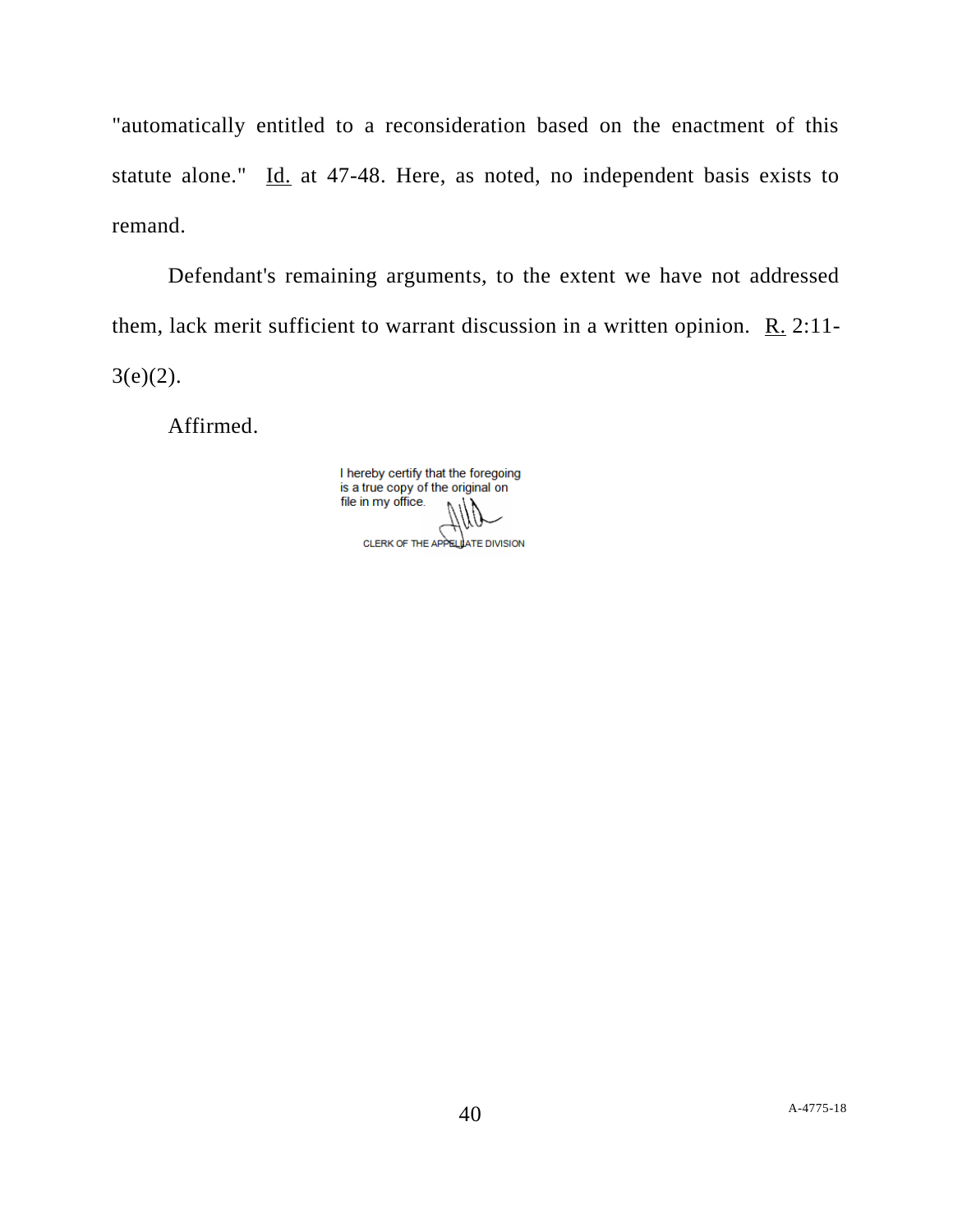"automatically entitled to a reconsideration based on the enactment of this statute alone." Id. at 47-48. Here, as noted, no independent basis exists to remand.

Defendant's remaining arguments, to the extent we have not addressed them, lack merit sufficient to warrant discussion in a written opinion. R. 2:11-3(e)(2).

Affirmed.

I hereby certify that the foregoing is a true copy of the original on file in my office.

CLERK OF THE APPELLATE DIVISION